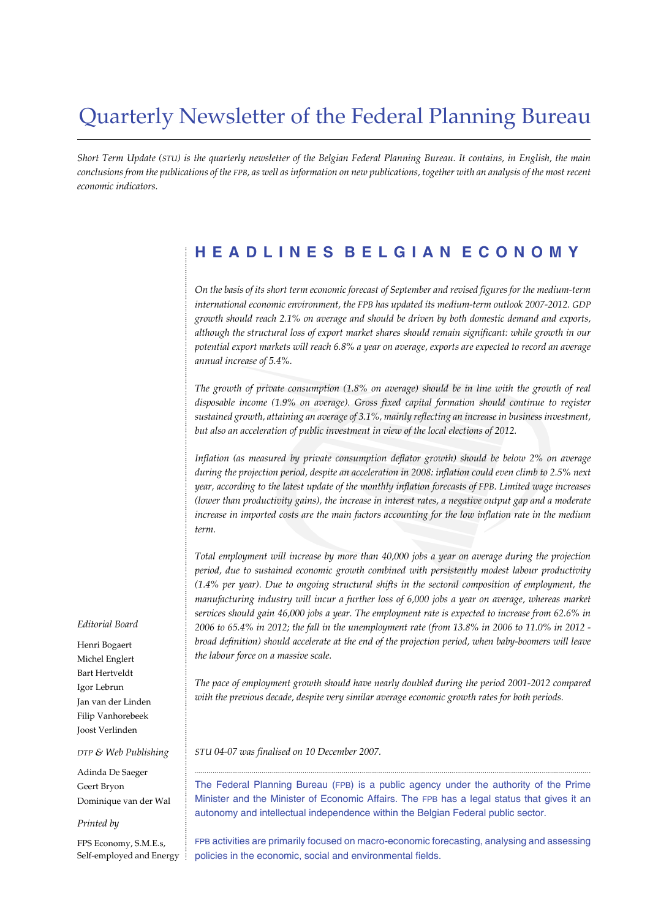# Quarterly Newsletter of the Federal Planning Bureau

*Short Term Update (STU) is the quarterly newsletter of the Belgian Federal Planning Bureau. It contains, in English, the main conclusions from the publications of the FPB, as well as information on new publications, together with an analysis of the most recent economic indicators.*

## HEADLINES BELGIAN ECONOMY

*On the basis of its short term economic forecast of September and revised figures for the medium-term international economic environment, the FPB has updated its medium-term outlook 2007-2012. GDP growth should reach 2.1% on average and should be driven by both domestic demand and exports, although the structural loss of export market shares should remain significant: while growth in our potential export markets will reach 6.8% a year on average, exports are expected to record an average annual increase of 5.4%.*

*The growth of private consumption (1.8% on average) should be in line with the growth of real disposable income (1.9% on average). Gross fixed capital formation should continue to register sustained growth, attaining an average of 3.1%, mainly reflecting an increase in business investment, but also an acceleration of public investment in view of the local elections of 2012.*

*Inflation (as measured by private consumption deflator growth) should be below 2% on average during the projection period, despite an acceleration in 2008: inflation could even climb to 2.5% next year, according to the latest update of the monthly inflation forecasts of FPB. Limited wage increases (lower than productivity gains), the increase in interest rates, a negative output gap and a moderate increase in imported costs are the main factors accounting for the low inflation rate in the medium term.*

*Total employment will increase by more than 40,000 jobs a year on average during the projection period, due to sustained economic growth combined with persistently modest labour productivity (1.4% per year). Due to ongoing structural shifts in the sectoral composition of employment, the manufacturing industry will incur a further loss of 6,000 jobs a year on average, whereas market services should gain 46,000 jobs a year. The employment rate is expected to increase from 62.6% in 2006 to 65.4% in 2012; the fall in the unemployment rate (from 13.8% in 2006 to 11.0% in 2012 - broad definition) should accelerate at the end of the projection period, when baby-boomers will leave the labour force on a massive scale.*

*The pace of employment growth should have nearly doubled during the period 2001-2012 compared with the previous decade, despite very similar average economic growth rates for both periods.*

*STU 04-07 was finalised on 10 December 2007.*

---

The Federal Planning Bureau (FPB) is a public agency under the authority of the Prime Minister and the Minister of Economic Affairs. The FPB has a legal status that gives it an autonomy and intellectual independence within the Belgian Federal public sector.

FPB activities are primarily focused on macro-economic forecasting, analysing and assessing policies in the economic, social and environmental fields.

*Editorial Board*

Henri Bogaert
Michel Englert
Bart Hertveldt
Igor Lebrun
Jan van der Linden
Filip Vanhorebeek
Joost Verlinden

*DTP & Web Publishing*

Adinda De Saeger
Geert Bryon
Dominique van der Wal

*Printed by*

FPS Economy, S.M.E.s, Self-employed and Energy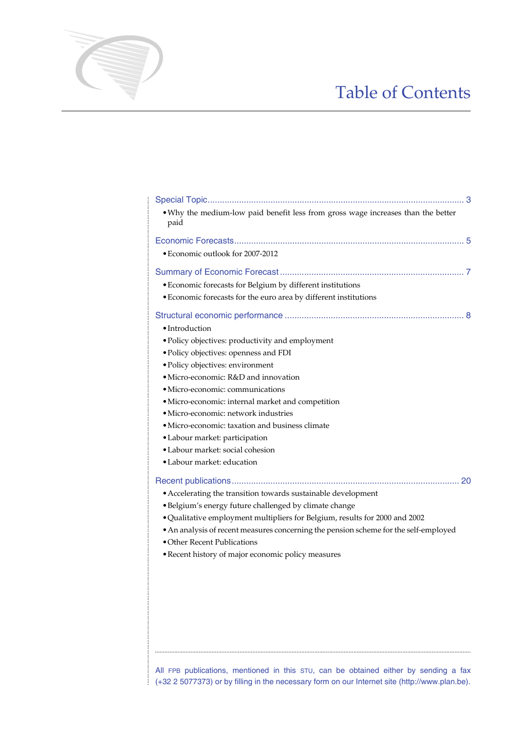# Table of Contents

Special Topic ... 3

- Why the medium-low paid benefit less from gross wage increases than the better paid

Economic Forecasts ... 5

- Economic outlook for 2007-2012

Summary of Economic Forecast ... 7

- Economic forecasts for Belgium by different institutions
- Economic forecasts for the euro area by different institutions

Structural economic performance ... 8

- Introduction
- Policy objectives: productivity and employment
- Policy objectives: openness and FDI
- Policy objectives: environment
- Micro-economic: R&D and innovation
- Micro-economic: communications
- Micro-economic: internal market and competition
- Micro-economic: network industries
- Micro-economic: taxation and business climate
- Labour market: participation
- Labour market: social cohesion
- Labour market: education

Recent publications ... 20

- Accelerating the transition towards sustainable development
- Belgium's energy future challenged by climate change
- Qualitative employment multipliers for Belgium, results for 2000 and 2002
- An analysis of recent measures concerning the pension scheme for the self-employed
- Other Recent Publications
- Recent history of major economic policy measures

All FPB publications, mentioned in this STU, can be obtained either by sending a fax (+32 2 5077373) or by filling in the necessary form on our Internet site (http://www.plan.be).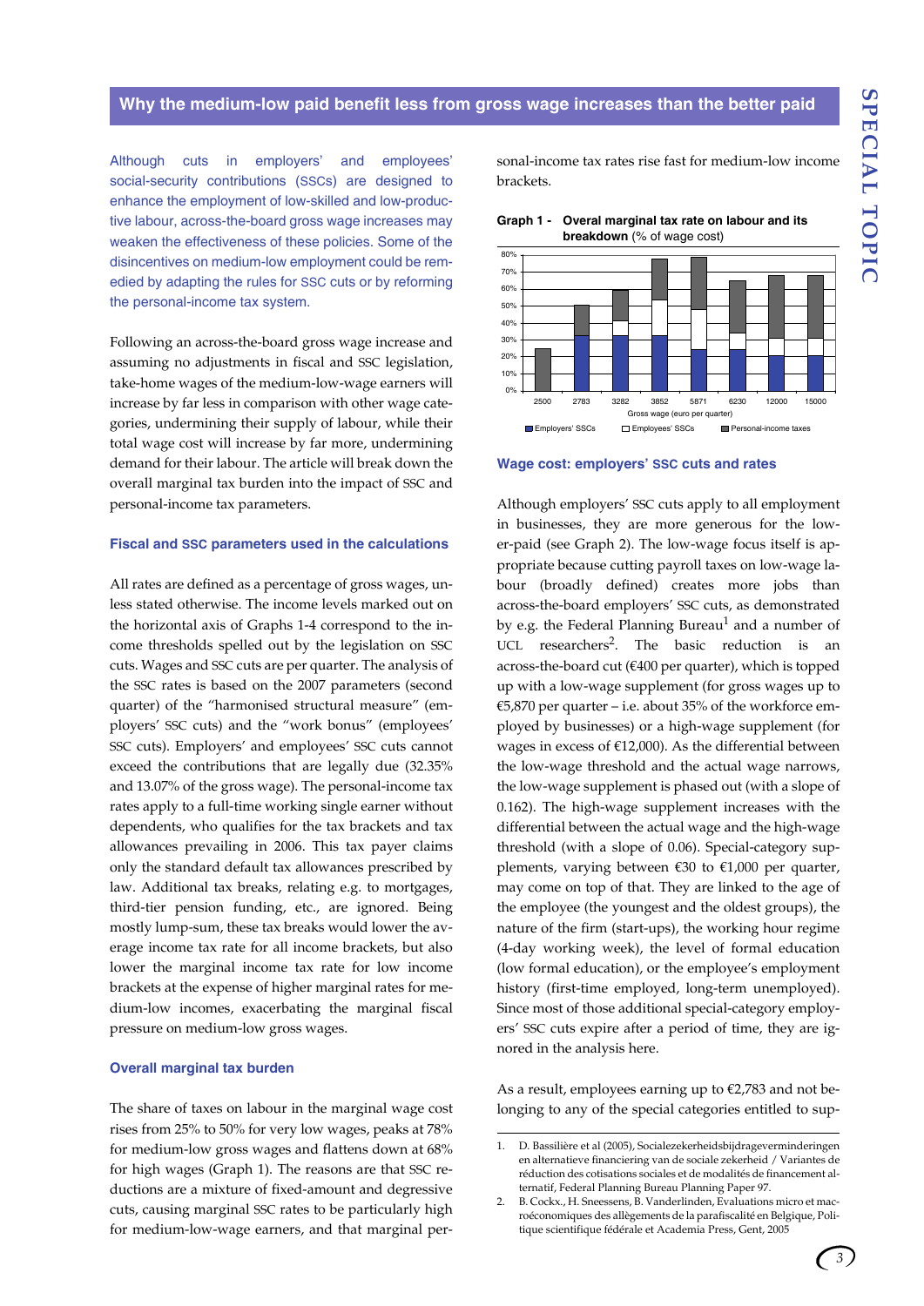## Why the medium-low paid benefit less from gross wage increases than the better paid

Although cuts in employers' and employees' social-security contributions (SSCs) are designed to enhance the employment of low-skilled and low-productive labour, across-the-board gross wage increases may weaken the effectiveness of these policies. Some of the disincentives on medium-low employment could be remedied by adapting the rules for SSC cuts or by reforming the personal-income tax system.

Following an across-the-board gross wage increase and assuming no adjustments in fiscal and SSC legislation, take-home wages of the medium-low-wage earners will increase by far less in comparison with other wage categories, undermining their supply of labour, while their total wage cost will increase by far more, undermining demand for their labour. The article will break down the overall marginal tax burden into the impact of SSC and personal-income tax parameters.

### Fiscal and SSC parameters used in the calculations

All rates are defined as a percentage of gross wages, unless stated otherwise. The income levels marked out on the horizontal axis of Graphs 1-4 correspond to the income thresholds spelled out by the legislation on SSC cuts. Wages and SSC cuts are per quarter. The analysis of the SSC rates is based on the 2007 parameters (second quarter) of the "harmonised structural measure" (employers' SSC cuts) and the "work bonus" (employees' SSC cuts). Employers' and employees' SSC cuts cannot exceed the contributions that are legally due (32.35% and 13.07% of the gross wage). The personal-income tax rates apply to a full-time working single earner without dependents, who qualifies for the tax brackets and tax allowances prevailing in 2006. This tax payer claims only the standard default tax allowances prescribed by law. Additional tax breaks, relating e.g. to mortgages, third-tier pension funding, etc., are ignored. Being mostly lump-sum, these tax breaks would lower the average income tax rate for all income brackets, but also lower the marginal income tax rate for low income brackets at the expense of higher marginal rates for medium-low incomes, exacerbating the marginal fiscal pressure on medium-low gross wages.

### Overall marginal tax burden

The share of taxes on labour in the marginal wage cost rises from 25% to 50% for very low wages, peaks at 78% for medium-low gross wages and flattens down at 68% for high wages (Graph 1). The reasons are that SSC reductions are a mixture of fixed-amount and degressive cuts, causing marginal SSC rates to be particularly high for medium-low-wage earners, and that marginal personal-income tax rates rise fast for medium-low income brackets.

**Graph 1 - Overal marginal tax rate on labour and its breakdown** (% of wage cost)

### Wage cost: employers' SSC cuts and rates

Although employers' SSC cuts apply to all employment in businesses, they are more generous for the lower-paid (see Graph 2). The low-wage focus itself is appropriate because cutting payroll taxes on low-wage labour (broadly defined) creates more jobs than across-the-board employers' SSC cuts, as demonstrated by e.g. the Federal Planning Bureau[1] and a number of UCL researchers[2]. The basic reduction is an across-the-board cut (€400 per quarter), which is topped up with a low-wage supplement (for gross wages up to €5,870 per quarter – i.e. about 35% of the workforce employed by businesses) or a high-wage supplement (for wages in excess of €12,000). As the differential between the low-wage threshold and the actual wage narrows, the low-wage supplement is phased out (with a slope of 0.162). The high-wage supplement increases with the differential between the actual wage and the high-wage threshold (with a slope of 0.06). Special-category supplements, varying between €30 to €1,000 per quarter, may come on top of that. They are linked to the age of the employee (the youngest and the oldest groups), the nature of the firm (start-ups), the working hour regime (4-day working week), the level of formal education (low formal education), or the employee's employment history (first-time employed, long-term unemployed). Since most of those additional special-category employers' SSC cuts expire after a period of time, they are ignored in the analysis here.

As a result, employees earning up to €2,783 and not belonging to any of the special categories entitled to sup-

1. D. Bassilière et al (2005), Socialezekerheidsbijdrageverminderingen en alternatieve financiering van de sociale zekerheid / Variantes de réduction des cotisations sociales et de modalités de financement alternatif, Federal Planning Bureau Planning Paper 97.
2. B. Cockx., H. Sneessens, B. Vanderlinden, Evaluations micro et macroéconomiques des allègements de la parafiscalité en Belgique, Politique scientifique fédérale et Academia Press, Gent, 2005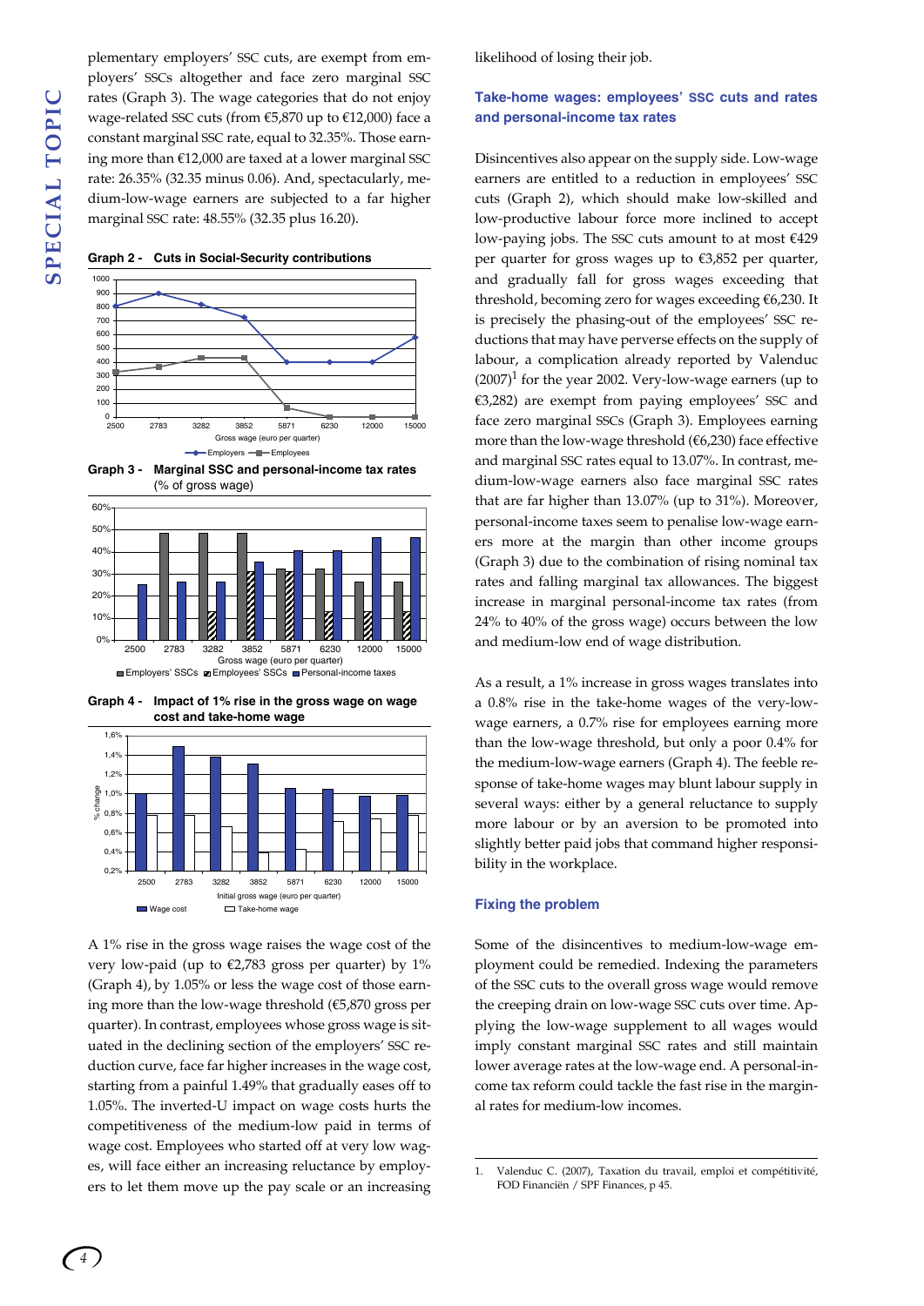plementary employers' SSC cuts, are exempt from employers' SSCs altogether and face zero marginal SSC rates (Graph 3). The wage categories that do not enjoy wage-related SSC cuts (from €5,870 up to €12,000) face a constant marginal SSC rate, equal to 32.35%. Those earning more than €12,000 are taxed at a lower marginal SSC rate: 26.35% (32.35 minus 0.06). And, spectacularly, medium-low-wage earners are subjected to a far higher marginal SSC rate: 48.55% (32.35 plus 16.20).

**Graph 2 - Cuts in Social-Security contributions**

**Graph 3 - Marginal SSC and personal-income tax rates** (% of gross wage)

**Graph 4 - Impact of 1% rise in the gross wage on wage cost and take-home wage**

A 1% rise in the gross wage raises the wage cost of the very low-paid (up to €2,783 gross per quarter) by 1% (Graph 4), by 1.05% or less the wage cost of those earning more than the low-wage threshold (€5,870 gross per quarter). In contrast, employees whose gross wage is situated in the declining section of the employers' SSC reduction curve, face far higher increases in the wage cost, starting from a painful 1.49% that gradually eases off to 1.05%. The inverted-U impact on wage costs hurts the competitiveness of the medium-low paid in terms of wage cost. Employees who started off at very low wages, will face either an increasing reluctance by employers to let them move up the pay scale or an increasing likelihood of losing their job.

### Take-home wages: employees' SSC cuts and rates and personal-income tax rates

Disincentives also appear on the supply side. Low-wage earners are entitled to a reduction in employees' SSC cuts (Graph 2), which should make low-skilled and low-productive labour force more inclined to accept low-paying jobs. The SSC cuts amount to at most €429 per quarter for gross wages up to €3,852 per quarter, and gradually fall for gross wages exceeding that threshold, becoming zero for wages exceeding €6,230. It is precisely the phasing-out of the employees' SSC reductions that may have perverse effects on the supply of labour, a complication already reported by Valenduc (2007)[1] for the year 2002. Very-low-wage earners (up to €3,282) are exempt from paying employees' SSC and face zero marginal SSCs (Graph 3). Employees earning more than the low-wage threshold (€6,230) face effective and marginal SSC rates equal to 13.07%. In contrast, medium-low-wage earners also face marginal SSC rates that are far higher than 13.07% (up to 31%). Moreover, personal-income taxes seem to penalise low-wage earners more at the margin than other income groups (Graph 3) due to the combination of rising nominal tax rates and falling marginal tax allowances. The biggest increase in marginal personal-income tax rates (from 24% to 40% of the gross wage) occurs between the low and medium-low end of wage distribution.

As a result, a 1% increase in gross wages translates into a 0.8% rise in the take-home wages of the very-low-wage earners, a 0.7% rise for employees earning more than the low-wage threshold, but only a poor 0.4% for the medium-low-wage earners (Graph 4). The feeble response of take-home wages may blunt labour supply in several ways: either by a general reluctance to supply more labour or by an aversion to be promoted into slightly better paid jobs that command higher responsibility in the workplace.

### Fixing the problem

Some of the disincentives to medium-low-wage employment could be remedied. Indexing the parameters of the SSC cuts to the overall gross wage would remove the creeping drain on low-wage SSC cuts over time. Applying the low-wage supplement to all wages would imply constant marginal SSC rates and still maintain lower average rates at the low-wage end. A personal-income tax reform could tackle the fast rise in the marginal rates for medium-low incomes.

---

1. Valenduc C. (2007), Taxation du travail, emploi et compétitivité, FOD Financiën / SPF Finances, p 45.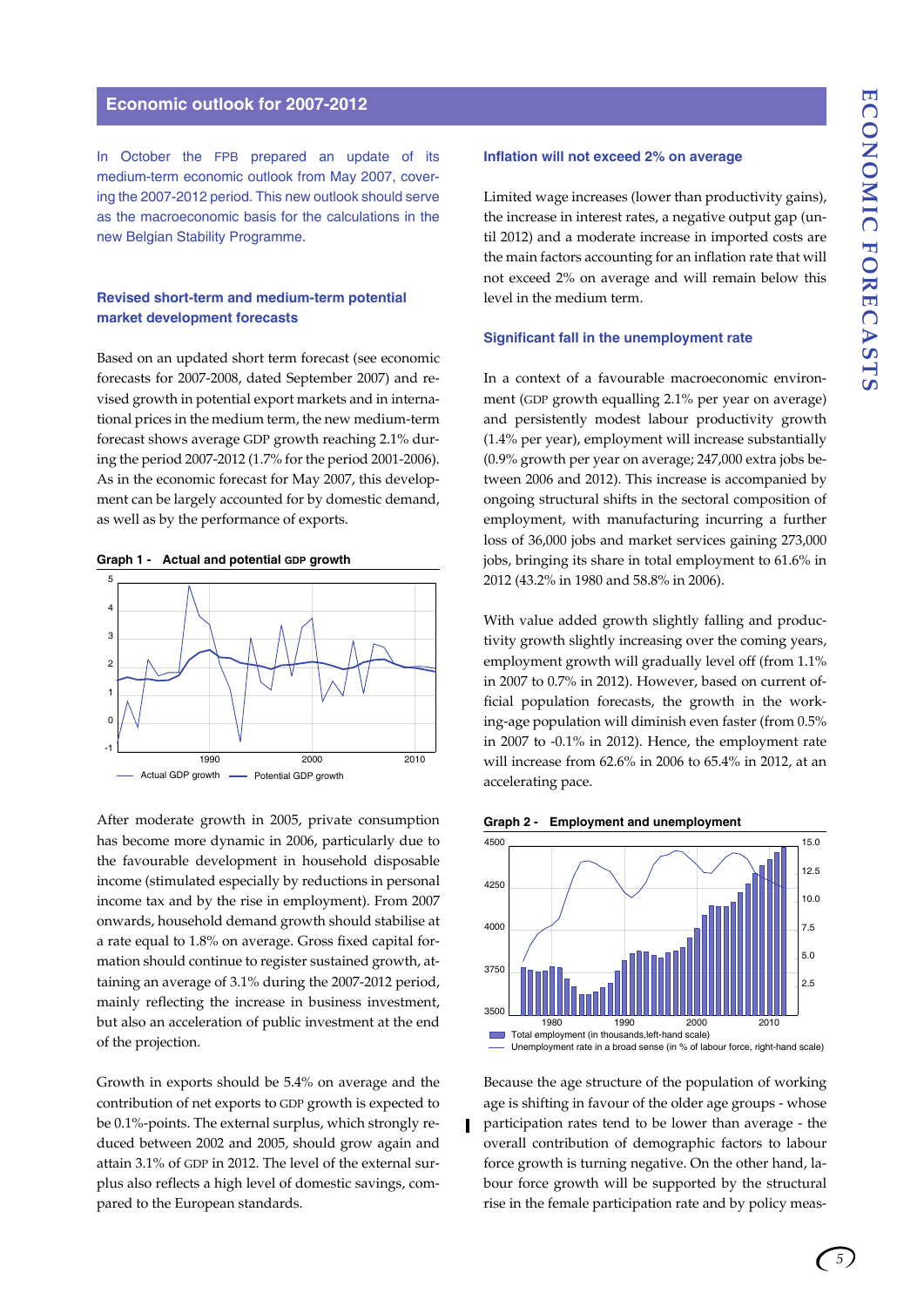## Economic outlook for 2007-2012

In October the FPB prepared an update of its medium-term economic outlook from May 2007, covering the 2007-2012 period. This new outlook should serve as the macroeconomic basis for the calculations in the new Belgian Stability Programme.

### Revised short-term and medium-term potential market development forecasts

Based on an updated short term forecast (see economic forecasts for 2007-2008, dated September 2007) and revised growth in potential export markets and in international prices in the medium term, the new medium-term forecast shows average GDP growth reaching 2.1% during the period 2007-2012 (1.7% for the period 2001-2006). As in the economic forecast for May 2007, this development can be largely accounted for by domestic demand, as well as by the performance of exports.

**Graph 1 - Actual and potential GDP growth**

After moderate growth in 2005, private consumption has become more dynamic in 2006, particularly due to the favourable development in household disposable income (stimulated especially by reductions in personal income tax and by the rise in employment). From 2007 onwards, household demand growth should stabilise at a rate equal to 1.8% on average. Gross fixed capital formation should continue to register sustained growth, attaining an average of 3.1% during the 2007-2012 period, mainly reflecting the increase in business investment, but also an acceleration of public investment at the end of the projection.

Growth in exports should be 5.4% on average and the contribution of net exports to GDP growth is expected to be 0.1%-points. The external surplus, which strongly reduced between 2002 and 2005, should grow again and attain 3.1% of GDP in 2012. The level of the external surplus also reflects a high level of domestic savings, compared to the European standards.

### Inflation will not exceed 2% on average

Limited wage increases (lower than productivity gains), the increase in interest rates, a negative output gap (until 2012) and a moderate increase in imported costs are the main factors accounting for an inflation rate that will not exceed 2% on average and will remain below this level in the medium term.

### Significant fall in the unemployment rate

In a context of a favourable macroeconomic environment (GDP growth equalling 2.1% per year on average) and persistently modest labour productivity growth (1.4% per year), employment will increase substantially (0.9% growth per year on average; 247,000 extra jobs between 2006 and 2012). This increase is accompanied by ongoing structural shifts in the sectoral composition of employment, with manufacturing incurring a further loss of 36,000 jobs and market services gaining 273,000 jobs, bringing its share in total employment to 61.6% in 2012 (43.2% in 1980 and 58.8% in 2006).

With value added growth slightly falling and productivity growth slightly increasing over the coming years, employment growth will gradually level off (from 1.1% in 2007 to 0.7% in 2012). However, based on current official population forecasts, the growth in the working-age population will diminish even faster (from 0.5% in 2007 to -0.1% in 2012). Hence, the employment rate will increase from 62.6% in 2006 to 65.4% in 2012, at an accelerating pace.

**Graph 2 - Employment and unemployment**

Because the age structure of the population of working age is shifting in favour of the older age groups - whose participation rates tend to be lower than average - the overall contribution of demographic factors to labour force growth is turning negative. On the other hand, labour force growth will be supported by the structural rise in the female participation rate and by policy meas-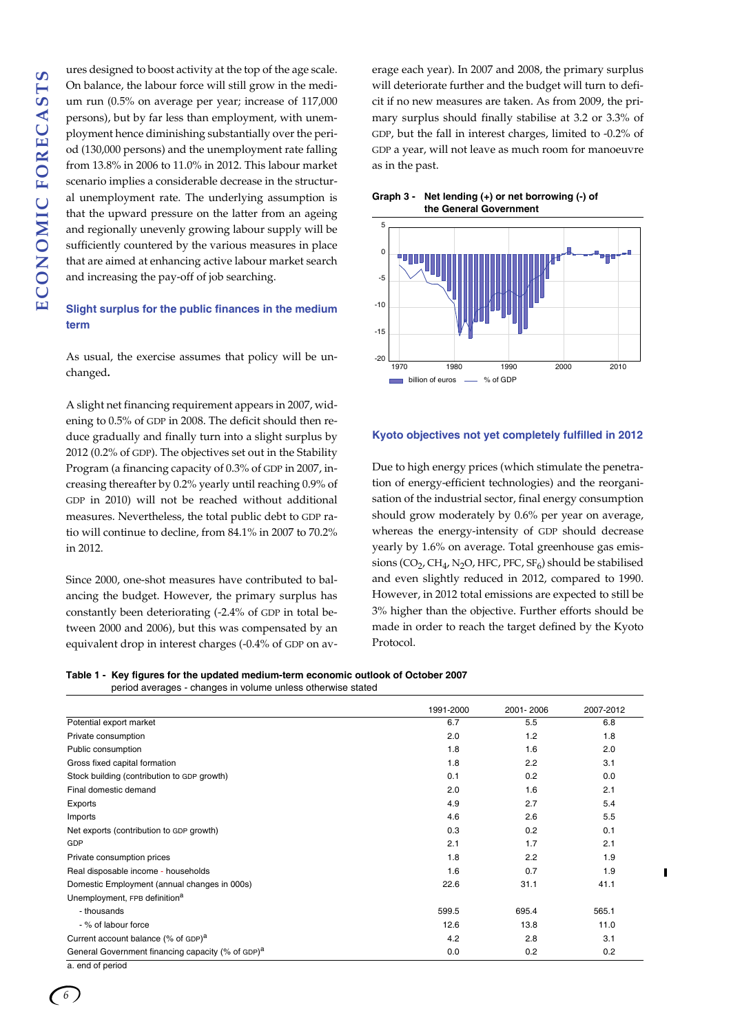ures designed to boost activity at the top of the age scale. On balance, the labour force will still grow in the medium run (0.5% on average per year; increase of 117,000 persons), but by far less than employment, with unemployment hence diminishing substantially over the period (130,000 persons) and the unemployment rate falling from 13.8% in 2006 to 11.0% in 2012. This labour market scenario implies a considerable decrease in the structural unemployment rate. The underlying assumption is that the upward pressure on the latter from an ageing and regionally unevenly growing labour supply will be sufficiently countered by the various measures in place that are aimed at enhancing active labour market search and increasing the pay-off of job searching.

### Slight surplus for the public finances in the medium term

As usual, the exercise assumes that policy will be unchanged**.**

A slight net financing requirement appears in 2007, widening to 0.5% of GDP in 2008. The deficit should then reduce gradually and finally turn into a slight surplus by 2012 (0.2% of GDP). The objectives set out in the Stability Program (a financing capacity of 0.3% of GDP in 2007, increasing thereafter by 0.2% yearly until reaching 0.9% of GDP in 2010) will not be reached without additional measures. Nevertheless, the total public debt to GDP ratio will continue to decline, from 84.1% in 2007 to 70.2% in 2012.

Since 2000, one-shot measures have contributed to balancing the budget. However, the primary surplus has constantly been deteriorating (-2.4% of GDP in total between 2000 and 2006), but this was compensated by an equivalent drop in interest charges (-0.4% of GDP on average each year). In 2007 and 2008, the primary surplus will deteriorate further and the budget will turn to deficit if no new measures are taken. As from 2009, the primary surplus should finally stabilise at 3.2 or 3.3% of GDP, but the fall in interest charges, limited to -0.2% of GDP a year, will not leave as much room for manoeuvre as in the past.

**Graph 3 - Net lending (+) or net borrowing (-) of the General Government**

### Kyoto objectives not yet completely fulfilled in 2012

Due to high energy prices (which stimulate the penetration of energy-efficient technologies) and the reorganisation of the industrial sector, final energy consumption should grow moderately by 0.6% per year on average, whereas the energy-intensity of GDP should decrease yearly by 1.6% on average. Total greenhouse gas emissions ($CO_2$, $CH_4$, $N_2O$, HFC, PFC, $SF_6$) should be stabilised and even slightly reduced in 2012, compared to 1990. However, in 2012 total emissions are expected to still be 3% higher than the objective. Further efforts should be made in order to reach the target defined by the Kyoto Protocol.

**Table 1 - Key figures for the updated medium-term economic outlook of October 2007**
period averages - changes in volume unless otherwise stated

| | 1991-2000 | 2001- 2006 | 2007-2012 |
|---|---|---|---|
| Potential export market | 6.7 | 5.5 | 6.8 |
| Private consumption | 2.0 | 1.2 | 1.8 |
| Public consumption | 1.8 | 1.6 | 2.0 |
| Gross fixed capital formation | 1.8 | 2.2 | 3.1 |
| Stock building (contribution to GDP growth) | 0.1 | 0.2 | 0.0 |
| Final domestic demand | 2.0 | 1.6 | 2.1 |
| Exports | 4.9 | 2.7 | 5.4 |
| Imports | 4.6 | 2.6 | 5.5 |
| Net exports (contribution to GDP growth) | 0.3 | 0.2 | 0.1 |
| GDP | 2.1 | 1.7 | 2.1 |
| Private consumption prices | 1.8 | 2.2 | 1.9 |
| Real disposable income - households | 1.6 | 0.7 | 1.9 |
| Domestic Employment (annual changes in 000s) | 22.6 | 31.1 | 41.1 |
| Unemployment, FPB definition[a] | | | |
| - thousands | 599.5 | 695.4 | 565.1 |
| - % of labour force | 12.6 | 13.8 | 11.0 |
| Current account balance (% of GDP)[a] | 4.2 | 2.8 | 3.1 |
| General Government financing capacity (% of GDP)[a] | 0.0 | 0.2 | 0.2 |

a. end of period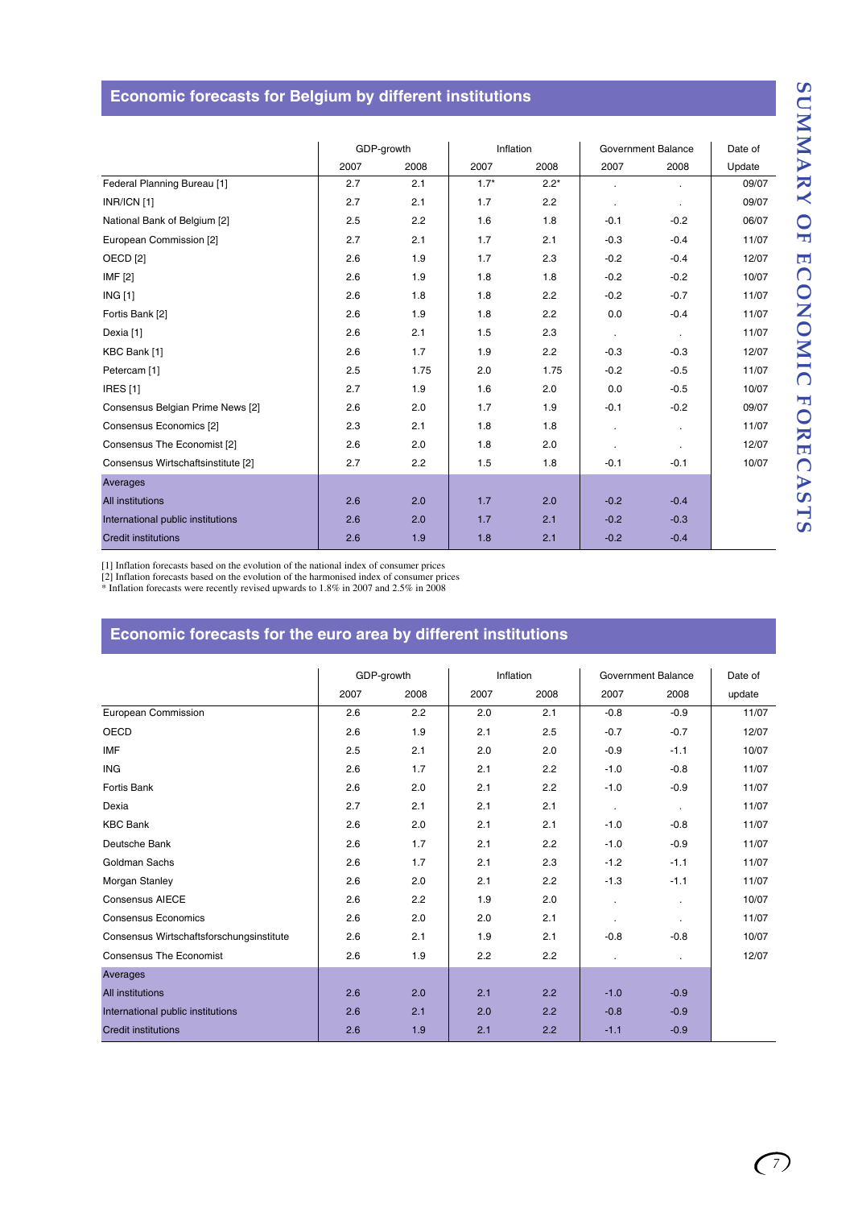## Economic forecasts for Belgium by different institutions

| | GDP-growth | | Inflation | | Government Balance | | Date of |
|---|---|---|---|---|---|---|---|
| | 2007 | 2008 | 2007 | 2008 | 2007 | 2008 | Update |
| Federal Planning Bureau [1] | 2.7 | 2.1 | 1.7* | 2.2* | . | . | 09/07 |
| INR/ICN [1] | 2.7 | 2.1 | 1.7 | 2.2 | . | . | 09/07 |
| National Bank of Belgium [2] | 2.5 | 2.2 | 1.6 | 1.8 | -0.1 | -0.2 | 06/07 |
| European Commission [2] | 2.7 | 2.1 | 1.7 | 2.1 | -0.3 | -0.4 | 11/07 |
| OECD [2] | 2.6 | 1.9 | 1.7 | 2.3 | -0.2 | -0.4 | 12/07 |
| IMF [2] | 2.6 | 1.9 | 1.8 | 1.8 | -0.2 | -0.2 | 10/07 |
| ING [1] | 2.6 | 1.8 | 1.8 | 2.2 | -0.2 | -0.7 | 11/07 |
| Fortis Bank [2] | 2.6 | 1.9 | 1.8 | 2.2 | 0.0 | -0.4 | 11/07 |
| Dexia [1] | 2.6 | 2.1 | 1.5 | 2.3 | . | . | 11/07 |
| KBC Bank [1] | 2.6 | 1.7 | 1.9 | 2.2 | -0.3 | -0.3 | 12/07 |
| Petercam [1] | 2.5 | 1.75 | 2.0 | 1.75 | -0.2 | -0.5 | 11/07 |
| IRES [1] | 2.7 | 1.9 | 1.6 | 2.0 | 0.0 | -0.5 | 10/07 |
| Consensus Belgian Prime News [2] | 2.6 | 2.0 | 1.7 | 1.9 | -0.1 | -0.2 | 09/07 |
| Consensus Economics [2] | 2.3 | 2.1 | 1.8 | 1.8 | . | . | 11/07 |
| Consensus The Economist [2] | 2.6 | 2.0 | 1.8 | 2.0 | . | . | 12/07 |
| Consensus Wirtschaftsinstitute [2] | 2.7 | 2.2 | 1.5 | 1.8 | -0.1 | -0.1 | 10/07 |
| Averages | | | | | | | |
| All institutions | 2.6 | 2.0 | 1.7 | 2.0 | -0.2 | -0.4 | |
| International public institutions | 2.6 | 2.0 | 1.7 | 2.1 | -0.2 | -0.3 | |
| Credit institutions | 2.6 | 1.9 | 1.8 | 2.1 | -0.2 | -0.4 | |

[1] Inflation forecasts based on the evolution of the national index of consumer prices
[2] Inflation forecasts based on the evolution of the harmonised index of consumer prices
* Inflation forecasts were recently revised upwards to 1.8% in 2007 and 2.5% in 2008

## Economic forecasts for the euro area by different institutions

| | GDP-growth | | Inflation | | Government Balance | | Date of |
|---|---|---|---|---|---|---|---|
| | 2007 | 2008 | 2007 | 2008 | 2007 | 2008 | update |
| European Commission | 2.6 | 2.2 | 2.0 | 2.1 | -0.8 | -0.9 | 11/07 |
| OECD | 2.6 | 1.9 | 2.1 | 2.5 | -0.7 | -0.7 | 12/07 |
| IMF | 2.5 | 2.1 | 2.0 | 2.0 | -0.9 | -1.1 | 10/07 |
| ING | 2.6 | 1.7 | 2.1 | 2.2 | -1.0 | -0.8 | 11/07 |
| Fortis Bank | 2.6 | 2.0 | 2.1 | 2.2 | -1.0 | -0.9 | 11/07 |
| Dexia | 2.7 | 2.1 | 2.1 | 2.1 | . | . | 11/07 |
| KBC Bank | 2.6 | 2.0 | 2.1 | 2.1 | -1.0 | -0.8 | 11/07 |
| Deutsche Bank | 2.6 | 1.7 | 2.1 | 2.2 | -1.0 | -0.9 | 11/07 |
| Goldman Sachs | 2.6 | 1.7 | 2.1 | 2.3 | -1.2 | -1.1 | 11/07 |
| Morgan Stanley | 2.6 | 2.0 | 2.1 | 2.2 | -1.3 | -1.1 | 11/07 |
| Consensus AIECE | 2.6 | 2.2 | 1.9 | 2.0 | . | . | 10/07 |
| Consensus Economics | 2.6 | 2.0 | 2.0 | 2.1 | . | . | 11/07 |
| Consensus Wirtschaftsforschungsinstitute | 2.6 | 2.1 | 1.9 | 2.1 | -0.8 | -0.8 | 10/07 |
| Consensus The Economist | 2.6 | 1.9 | 2.2 | 2.2 | . | . | 12/07 |
| Averages | | | | | | | |
| All institutions | 2.6 | 2.0 | 2.1 | 2.2 | -1.0 | -0.9 | |
| International public institutions | 2.6 | 2.1 | 2.0 | 2.2 | -0.8 | -0.9 | |
| Credit institutions | 2.6 | 1.9 | 2.1 | 2.2 | -1.1 | -0.9 | |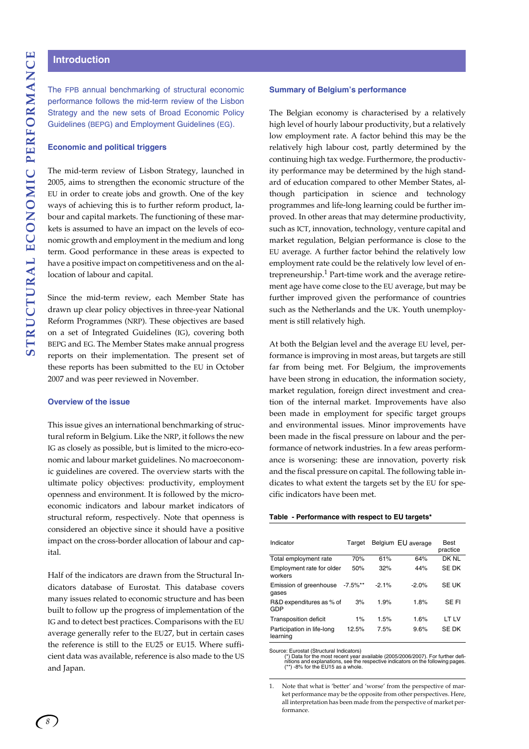## Introduction

The FPB annual benchmarking of structural economic performance follows the mid-term review of the Lisbon Strategy and the new sets of Broad Economic Policy Guidelines (BEPG) and Employment Guidelines (EG).

### Economic and political triggers

The mid-term review of Lisbon Strategy, launched in 2005, aims to strengthen the economic structure of the EU in order to create jobs and growth. One of the key ways of achieving this is to further reform product, labour and capital markets. The functioning of these markets is assumed to have an impact on the levels of economic growth and employment in the medium and long term. Good performance in these areas is expected to have a positive impact on competitiveness and on the allocation of labour and capital.

Since the mid-term review, each Member State has drawn up clear policy objectives in three-year National Reform Programmes (NRP). These objectives are based on a set of Integrated Guidelines (IG), covering both BEPG and EG. The Member States make annual progress reports on their implementation. The present set of these reports has been submitted to the EU in October 2007 and was peer reviewed in November.

### Overview of the issue

This issue gives an international benchmarking of structural reform in Belgium. Like the NRP, it follows the new IG as closely as possible, but is limited to the micro-economic and labour market guidelines. No macroeconomic guidelines are covered. The overview starts with the ultimate policy objectives: productivity, employment openness and environment. It is followed by the microeconomic indicators and labour market indicators of structural reform, respectively. Note that openness is considered an objective since it should have a positive impact on the cross-border allocation of labour and capital.

Half of the indicators are drawn from the Structural Indicators database of Eurostat. This database covers many issues related to economic structure and has been built to follow up the progress of implementation of the IG and to detect best practices. Comparisons with the EU average generally refer to the EU27, but in certain cases the reference is still to the EU25 or EU15. Where sufficient data was available, reference is also made to the US and Japan.

### Summary of Belgium's performance

The Belgian economy is characterised by a relatively high level of hourly labour productivity, but a relatively low employment rate. A factor behind this may be the relatively high labour cost, partly determined by the continuing high tax wedge. Furthermore, the productivity performance may be determined by the high standard of education compared to other Member States, although participation in science and technology programmes and life-long learning could be further improved. In other areas that may determine productivity, such as ICT, innovation, technology, venture capital and market regulation, Belgian performance is close to the EU average. A further factor behind the relatively low employment rate could be the relatively low level of entrepreneurship.[1] Part-time work and the average retirement age have come close to the EU average, but may be further improved given the performance of countries such as the Netherlands and the UK. Youth unemployment is still relatively high.

At both the Belgian level and the average EU level, performance is improving in most areas, but targets are still far from being met. For Belgium, the improvements have been strong in education, the information society, market regulation, foreign direct investment and creation of the internal market. Improvements have also been made in employment for specific target groups and environmental issues. Minor improvements have been made in the fiscal pressure on labour and the performance of network industries. In a few areas performance is worsening: these are innovation, poverty risk and the fiscal pressure on capital. The following table indicates to what extent the targets set by the EU for specific indicators have been met.

**Table - Performance with respect to EU targets***

| Indicator | Target | Belgium | EU average | Best practice |
|---|---|---|---|---|
| Total employment rate | 70% | 61% | 64% | DK NL |
| Employment rate for older workers | 50% | 32% | 44% | SE DK |
| Emission of greenhouse gases | -7.5%** | -2.1% | -2.0% | SE UK |
| R&D expenditures as % of GDP | 3% | 1.9% | 1.8% | SE FI |
| Transposition deficit | 1% | 1.5% | 1.6% | LT LV |
| Participation in life-long learning | 12.5% | 7.5% | 9.6% | SE DK |

Source: Eurostat (Structural Indicators)
(*) Data for the most recent year available (2005/2006/2007). For further definitions and explanations, see the respective indicators on the following pages.
(**) -8% for the EU15 as a whole.

1. Note that what is 'better' and 'worse' from the perspective of market performance may be the opposite from other perspectives. Here, all interpretation has been made from the perspective of market performance.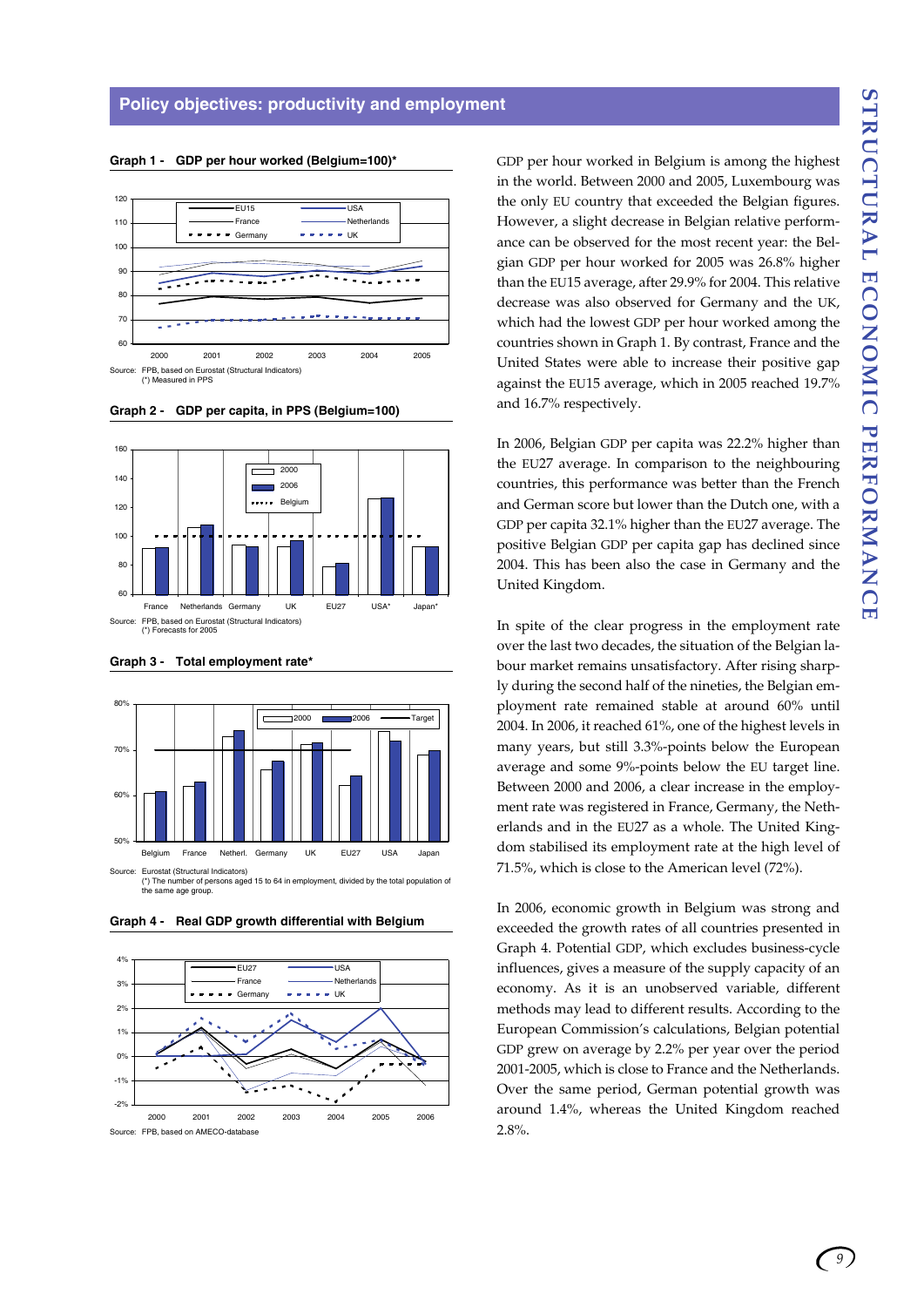## Policy objectives: productivity and employment

**Graph 1 - GDP per hour worked (Belgium=100)***

Source: FPB, based on Eurostat (Structural Indicators)
(*) Measured in PPS

**Graph 2 - GDP per capita, in PPS (Belgium=100)**

Source: FPB, based on Eurostat (Structural Indicators)
(*) Forecasts for 2005

**Graph 3 - Total employment rate***

Source: Eurostat (Structural Indicators)
(*) The number of persons aged 15 to 64 in employment, divided by the total population of the same age group.

**Graph 4 - Real GDP growth differential with Belgium**

Source: FPB, based on AMECO-database

GDP per hour worked in Belgium is among the highest in the world. Between 2000 and 2005, Luxembourg was the only EU country that exceeded the Belgian figures. However, a slight decrease in Belgian relative performance can be observed for the most recent year: the Belgian GDP per hour worked for 2005 was 26.8% higher than the EU15 average, after 29.9% for 2004. This relative decrease was also observed for Germany and the UK, which had the lowest GDP per hour worked among the countries shown in Graph 1. By contrast, France and the United States were able to increase their positive gap against the EU15 average, which in 2005 reached 19.7% and 16.7% respectively.

In 2006, Belgian GDP per capita was 22.2% higher than the EU27 average. In comparison to the neighbouring countries, this performance was better than the French and German score but lower than the Dutch one, with a GDP per capita 32.1% higher than the EU27 average. The positive Belgian GDP per capita gap has declined since 2004. This has been also the case in Germany and the United Kingdom.

In spite of the clear progress in the employment rate over the last two decades, the situation of the Belgian labour market remains unsatisfactory. After rising sharply during the second half of the nineties, the Belgian employment rate remained stable at around 60% until 2004. In 2006, it reached 61%, one of the highest levels in many years, but still 3.3%-points below the European average and some 9%-points below the EU target line. Between 2000 and 2006, a clear increase in the employment rate was registered in France, Germany, the Netherlands and in the EU27 as a whole. The United Kingdom stabilised its employment rate at the high level of 71.5%, which is close to the American level (72%).

In 2006, economic growth in Belgium was strong and exceeded the growth rates of all countries presented in Graph 4. Potential GDP, which excludes business-cycle influences, gives a measure of the supply capacity of an economy. As it is an unobserved variable, different methods may lead to different results. According to the European Commission's calculations, Belgian potential GDP grew on average by 2.2% per year over the period 2001-2005, which is close to France and the Netherlands. Over the same period, German potential growth was around 1.4%, whereas the United Kingdom reached 2.8%.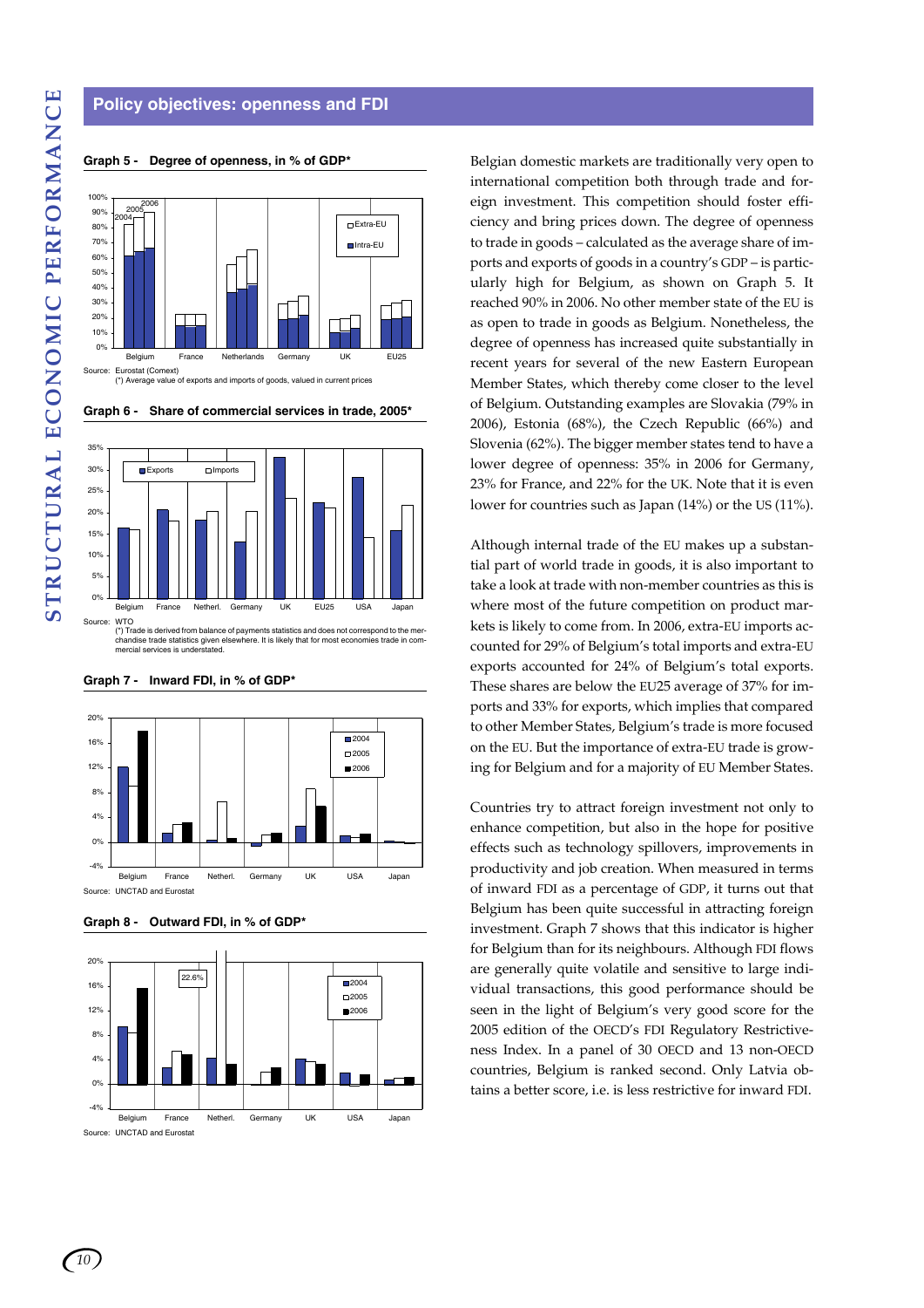## Policy objectives: openness and FDI

**Graph 5 - Degree of openness, in % of GDP***

Source: Eurostat (Comext)
(*) Average value of exports and imports of goods, valued in current prices

**Graph 6 - Share of commercial services in trade, 2005***

Source: WTO
(*) Trade is derived from balance of payments statistics and does not correspond to the merchandise trade statistics given elsewhere. It is likely that for most economies trade in commercial services is understated.

**Graph 7 - Inward FDI, in % of GDP***

Source: UNCTAD and Eurostat

**Graph 8 - Outward FDI, in % of GDP***

Source: UNCTAD and Eurostat

Belgian domestic markets are traditionally very open to international competition both through trade and foreign investment. This competition should foster efficiency and bring prices down. The degree of openness to trade in goods – calculated as the average share of imports and exports of goods in a country's GDP – is particularly high for Belgium, as shown on Graph 5. It reached 90% in 2006. No other member state of the EU is as open to trade in goods as Belgium. Nonetheless, the degree of openness has increased quite substantially in recent years for several of the new Eastern European Member States, which thereby come closer to the level of Belgium. Outstanding examples are Slovakia (79% in 2006), Estonia (68%), the Czech Republic (66%) and Slovenia (62%). The bigger member states tend to have a lower degree of openness: 35% in 2006 for Germany, 23% for France, and 22% for the UK. Note that it is even lower for countries such as Japan (14%) or the US (11%).

Although internal trade of the EU makes up a substantial part of world trade in goods, it is also important to take a look at trade with non-member countries as this is where most of the future competition on product markets is likely to come from. In 2006, extra-EU imports accounted for 29% of Belgium's total imports and extra-EU exports accounted for 24% of Belgium's total exports. These shares are below the EU25 average of 37% for imports and 33% for exports, which implies that compared to other Member States, Belgium's trade is more focused on the EU. But the importance of extra-EU trade is growing for Belgium and for a majority of EU Member States.

Countries try to attract foreign investment not only to enhance competition, but also in the hope for positive effects such as technology spillovers, improvements in productivity and job creation. When measured in terms of inward FDI as a percentage of GDP, it turns out that Belgium has been quite successful in attracting foreign investment. Graph 7 shows that this indicator is higher for Belgium than for its neighbours. Although FDI flows are generally quite volatile and sensitive to large individual transactions, this good performance should be seen in the light of Belgium's very good score for the 2005 edition of the OECD's FDI Regulatory Restrictiveness Index. In a panel of 30 OECD and 13 non-OECD countries, Belgium is ranked second. Only Latvia obtains a better score, i.e. is less restrictive for inward FDI.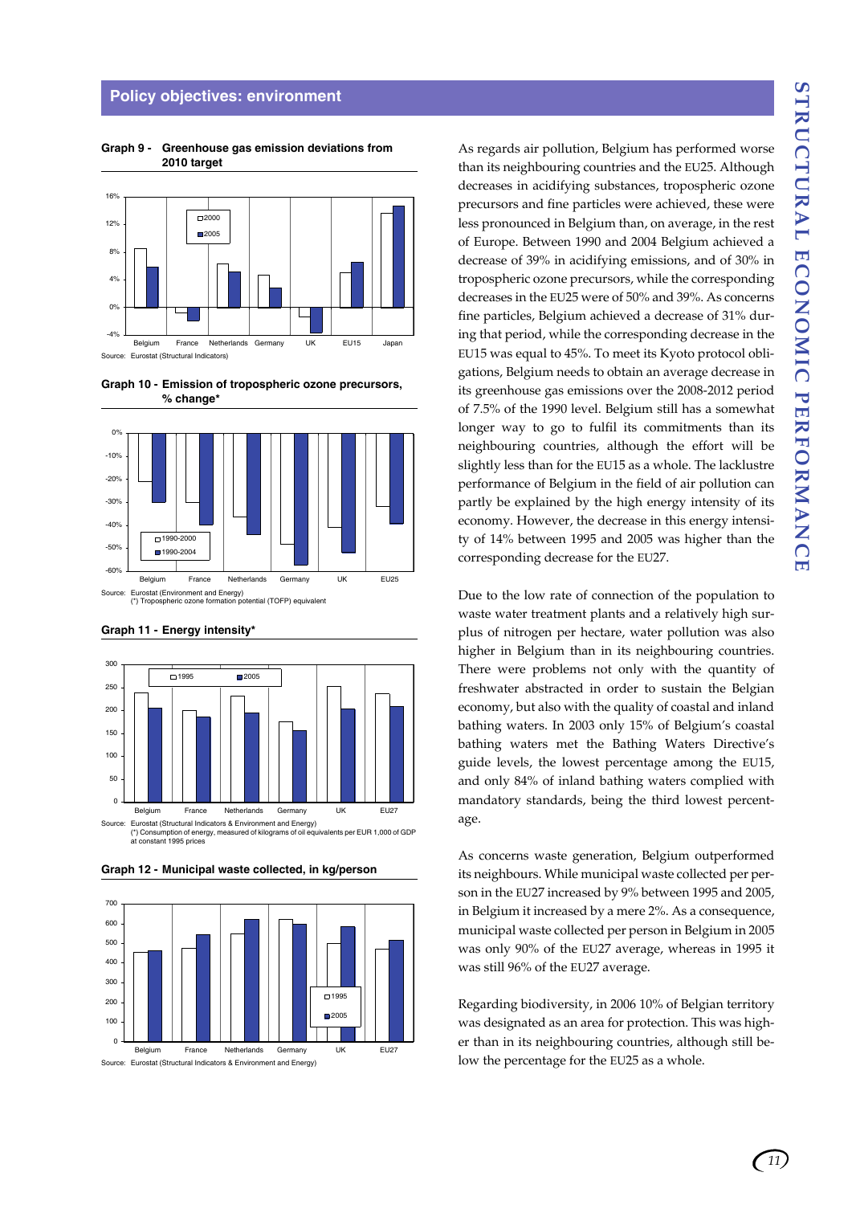## Policy objectives: environment

**Graph 9 - Greenhouse gas emission deviations from 2010 target**

Source: Eurostat (Structural Indicators)

**Graph 10 - Emission of tropospheric ozone precursors, % change***

Source: Eurostat (Environment and Energy)
(*) Tropospheric ozone formation potential (TOFP) equivalent

**Graph 11 - Energy intensity***

Source: Eurostat (Structural Indicators & Environment and Energy)
(*) Consumption of energy, measured of kilograms of oil equivalents per EUR 1,000 of GDP at constant 1995 prices

**Graph 12 - Municipal waste collected, in kg/person**

Source: Eurostat (Structural Indicators & Environment and Energy)

As regards air pollution, Belgium has performed worse than its neighbouring countries and the EU25. Although decreases in acidifying substances, tropospheric ozone precursors and fine particles were achieved, these were less pronounced in Belgium than, on average, in the rest of Europe. Between 1990 and 2004 Belgium achieved a decrease of 39% in acidifying emissions, and of 30% in tropospheric ozone precursors, while the corresponding decreases in the EU25 were of 50% and 39%. As concerns fine particles, Belgium achieved a decrease of 31% during that period, while the corresponding decrease in the EU15 was equal to 45%. To meet its Kyoto protocol obligations, Belgium needs to obtain an average decrease in its greenhouse gas emissions over the 2008-2012 period of 7.5% of the 1990 level. Belgium still has a somewhat longer way to go to fulfil its commitments than its neighbouring countries, although the effort will be slightly less than for the EU15 as a whole. The lacklustre performance of Belgium in the field of air pollution can partly be explained by the high energy intensity of its economy. However, the decrease in this energy intensity of 14% between 1995 and 2005 was higher than the corresponding decrease for the EU27.

Due to the low rate of connection of the population to waste water treatment plants and a relatively high surplus of nitrogen per hectare, water pollution was also higher in Belgium than in its neighbouring countries. There were problems not only with the quantity of freshwater abstracted in order to sustain the Belgian economy, but also with the quality of coastal and inland bathing waters. In 2003 only 15% of Belgium's coastal bathing waters met the Bathing Waters Directive's guide levels, the lowest percentage among the EU15, and only 84% of inland bathing waters complied with mandatory standards, being the third lowest percentage.

As concerns waste generation, Belgium outperformed its neighbours. While municipal waste collected per person in the EU27 increased by 9% between 1995 and 2005, in Belgium it increased by a mere 2%. As a consequence, municipal waste collected per person in Belgium in 2005 was only 90% of the EU27 average, whereas in 1995 it was still 96% of the EU27 average.

Regarding biodiversity, in 2006 10% of Belgian territory was designated as an area for protection. This was higher than in its neighbouring countries, although still below the percentage for the EU25 as a whole.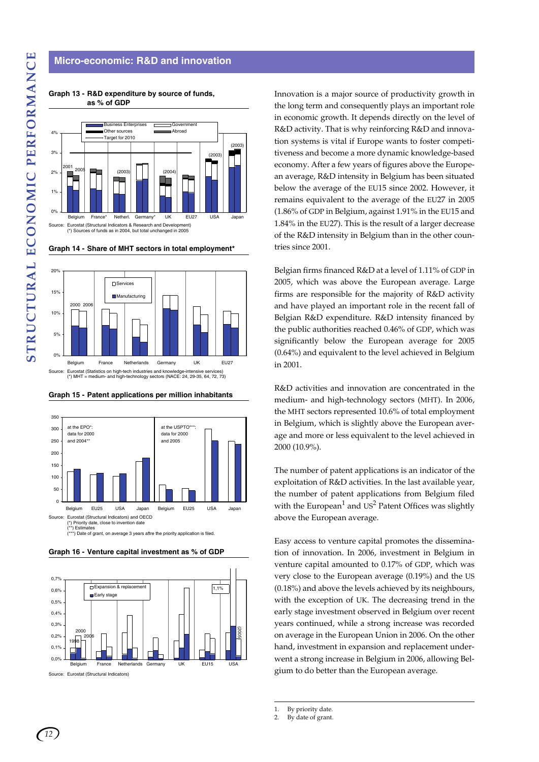## Micro-economic: R&D and innovation

**Graph 13 - R&D expenditure by source of funds, as % of GDP**

Source: Eurostat (Structural Indicators & Research and Development)
(*) Sources of funds as in 2004, but total unchanged in 2005

**Graph 14 - Share of MHT sectors in total employment***

Source: Eurostat (Statistics on high-tech industries and knowledge-intensive services)
(*) MHT = medium- and high-technology sectors (NACE: 24, 29-35, 64, 72, 73)

**Graph 15 - Patent applications per million inhabitants**

Source: Eurostat (Structural Indicators) and OECD
(*) Priority date, close to invention date
(**) Estimates
(***) Date of grant, on average 3 years aftre the priority application is filed.

**Graph 16 - Venture capital investment as % of GDP**

Source: Eurostat (Structural Indicators)

Innovation is a major source of productivity growth in the long term and consequently plays an important role in economic growth. It depends directly on the level of R&D activity. That is why reinforcing R&D and innovation systems is vital if Europe wants to foster competitiveness and become a more dynamic knowledge-based economy. After a few years of figures above the European average, R&D intensity in Belgium has been situated below the average of the EU15 since 2002. However, it remains equivalent to the average of the EU27 in 2005 (1.86% of GDP in Belgium, against 1.91% in the EU15 and 1.84% in the EU27). This is the result of a larger decrease of the R&D intensity in Belgium than in the other countries since 2001.

Belgian firms financed R&D at a level of 1.11% of GDP in 2005, which was above the European average. Large firms are responsible for the majority of R&D activity and have played an important role in the recent fall of Belgian R&D expenditure. R&D intensity financed by the public authorities reached 0.46% of GDP, which was significantly below the European average for 2005 (0.64%) and equivalent to the level achieved in Belgium in 2001.

R&D activities and innovation are concentrated in the medium- and high-technology sectors (MHT). In 2006, the MHT sectors represented 10.6% of total employment in Belgium, which is slightly above the European average and more or less equivalent to the level achieved in 2000 (10.9%).

The number of patent applications is an indicator of the exploitation of R&D activities. In the last available year, the number of patent applications from Belgium filed with the European[1] and US[2] Patent Offices was slightly above the European average.

Easy access to venture capital promotes the dissemination of innovation. In 2006, investment in Belgium in venture capital amounted to 0.17% of GDP, which was very close to the European average (0.19%) and the US (0.18%) and above the levels achieved by its neighbours, with the exception of UK. The decreasing trend in the early stage investment observed in Belgium over recent years continued, while a strong increase was recorded on average in the European Union in 2006. On the other hand, investment in expansion and replacement underwent a strong increase in Belgium in 2006, allowing Belgium to do better than the European average.

---

1. By priority date.
2. By date of grant.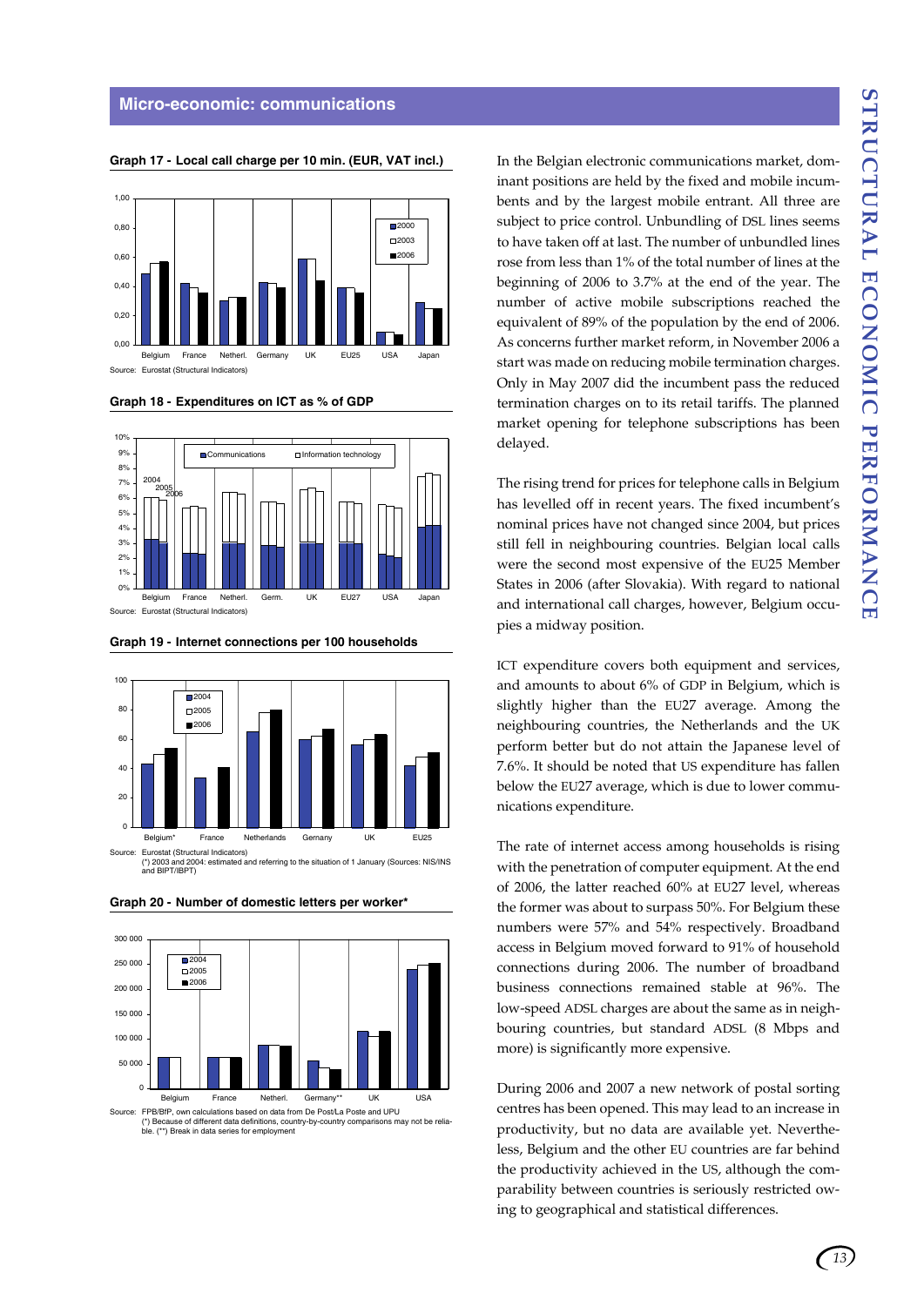## Micro-economic: communications

**Graph 17 - Local call charge per 10 min. (EUR, VAT incl.)**

Source: Eurostat (Structural Indicators)

**Graph 18 - Expenditures on ICT as % of GDP**

Source: Eurostat (Structural Indicators)

**Graph 19 - Internet connections per 100 households**

Source: Eurostat (Structural Indicators)
(*) 2003 and 2004: estimated and referring to the situation of 1 January (Sources: NIS/INS and BIPT/IBPT)

**Graph 20 - Number of domestic letters per worker***

Source: FPB/BfP, own calculations based on data from De Post/La Poste and UPU
(*) Because of different data definitions, country-by-country comparisons may not be reliable. (**) Break in data series for employment

In the Belgian electronic communications market, dominant positions are held by the fixed and mobile incumbents and by the largest mobile entrant. All three are subject to price control. Unbundling of DSL lines seems to have taken off at last. The number of unbundled lines rose from less than 1% of the total number of lines at the beginning of 2006 to 3.7% at the end of the year. The number of active mobile subscriptions reached the equivalent of 89% of the population by the end of 2006. As concerns further market reform, in November 2006 a start was made on reducing mobile termination charges. Only in May 2007 did the incumbent pass the reduced termination charges on to its retail tariffs. The planned market opening for telephone subscriptions has been delayed.

The rising trend for prices for telephone calls in Belgium has levelled off in recent years. The fixed incumbent's nominal prices have not changed since 2004, but prices still fell in neighbouring countries. Belgian local calls were the second most expensive of the EU25 Member States in 2006 (after Slovakia). With regard to national and international call charges, however, Belgium occupies a midway position.

ICT expenditure covers both equipment and services, and amounts to about 6% of GDP in Belgium, which is slightly higher than the EU27 average. Among the neighbouring countries, the Netherlands and the UK perform better but do not attain the Japanese level of 7.6%. It should be noted that US expenditure has fallen below the EU27 average, which is due to lower communications expenditure.

The rate of internet access among households is rising with the penetration of computer equipment. At the end of 2006, the latter reached 60% at EU27 level, whereas the former was about to surpass 50%. For Belgium these numbers were 57% and 54% respectively. Broadband access in Belgium moved forward to 91% of household connections during 2006. The number of broadband business connections remained stable at 96%. The low-speed ADSL charges are about the same as in neighbouring countries, but standard ADSL (8 Mbps and more) is significantly more expensive.

During 2006 and 2007 a new network of postal sorting centres has been opened. This may lead to an increase in productivity, but no data are available yet. Nevertheless, Belgium and the other EU countries are far behind the productivity achieved in the US, although the comparability between countries is seriously restricted owing to geographical and statistical differences.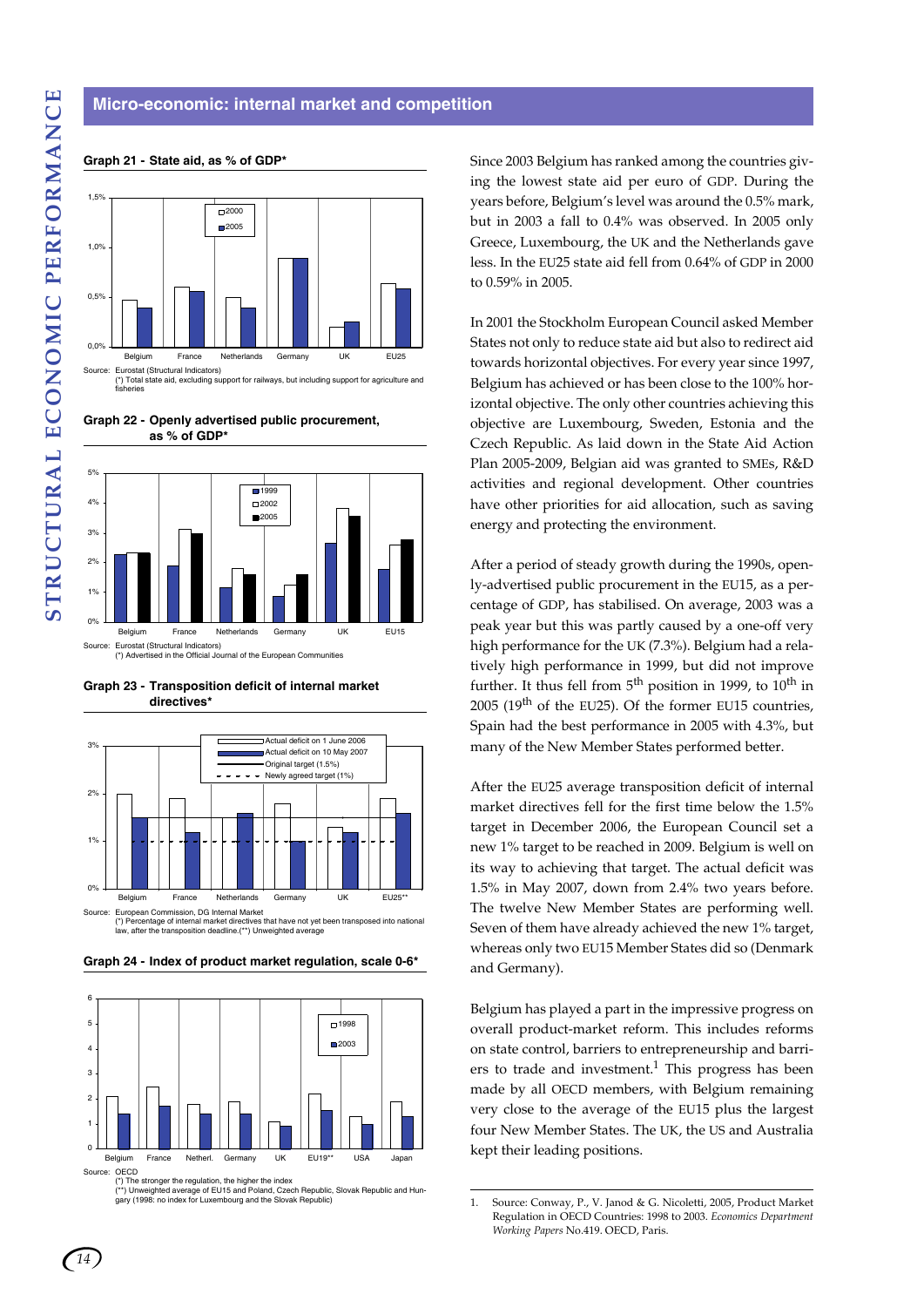## Micro-economic: internal market and competition

**Graph 21 - State aid, as % of GDP***

Source: Eurostat (Structural Indicators)
(*) Total state aid, excluding support for railways, but including support for agriculture and fisheries

**Graph 22 - Openly advertised public procurement, as % of GDP***

Source: Eurostat (Structural Indicators)
(*) Advertised in the Official Journal of the European Communities

**Graph 23 - Transposition deficit of internal market directives***

Source: European Commission, DG Internal Market
(*) Percentage of internal market directives that have not yet been transposed into national law, after the transposition deadline.(**) Unweighted average

**Graph 24 - Index of product market regulation, scale 0-6***

Source: OECD
(*) The stronger the regulation, the higher the index
(**) Unweighted average of EU15 and Poland, Czech Republic, Slovak Republic and Hungary (1998: no index for Luxembourg and the Slovak Republic)

Since 2003 Belgium has ranked among the countries giving the lowest state aid per euro of GDP. During the years before, Belgium's level was around the 0.5% mark, but in 2003 a fall to 0.4% was observed. In 2005 only Greece, Luxembourg, the UK and the Netherlands gave less. In the EU25 state aid fell from 0.64% of GDP in 2000 to 0.59% in 2005.

In 2001 the Stockholm European Council asked Member States not only to reduce state aid but also to redirect aid towards horizontal objectives. For every year since 1997, Belgium has achieved or has been close to the 100% horizontal objective. The only other countries achieving this objective are Luxembourg, Sweden, Estonia and the Czech Republic. As laid down in the State Aid Action Plan 2005-2009, Belgian aid was granted to SMEs, R&D activities and regional development. Other countries have other priorities for aid allocation, such as saving energy and protecting the environment.

After a period of steady growth during the 1990s, openly-advertised public procurement in the EU15, as a percentage of GDP, has stabilised. On average, 2003 was a peak year but this was partly caused by a one-off very high performance for the UK (7.3%). Belgium had a relatively high performance in 1999, but did not improve further. It thus fell from 5th position in 1999, to 10th in 2005 (19th of the EU25). Of the former EU15 countries, Spain had the best performance in 2005 with 4.3%, but many of the New Member States performed better.

After the EU25 average transposition deficit of internal market directives fell for the first time below the 1.5% target in December 2006, the European Council set a new 1% target to be reached in 2009. Belgium is well on its way to achieving that target. The actual deficit was 1.5% in May 2007, down from 2.4% two years before. The twelve New Member States are performing well. Seven of them have already achieved the new 1% target, whereas only two EU15 Member States did so (Denmark and Germany).

Belgium has played a part in the impressive progress on overall product-market reform. This includes reforms on state control, barriers to entrepreneurship and barriers to trade and investment.[1] This progress has been made by all OECD members, with Belgium remaining very close to the average of the EU15 plus the largest four New Member States. The UK, the US and Australia kept their leading positions.

---

1. Source: Conway, P., V. Janod & G. Nicoletti, 2005, Product Market Regulation in OECD Countries: 1998 to 2003. *Economics Department Working Papers* No.419. OECD, Paris.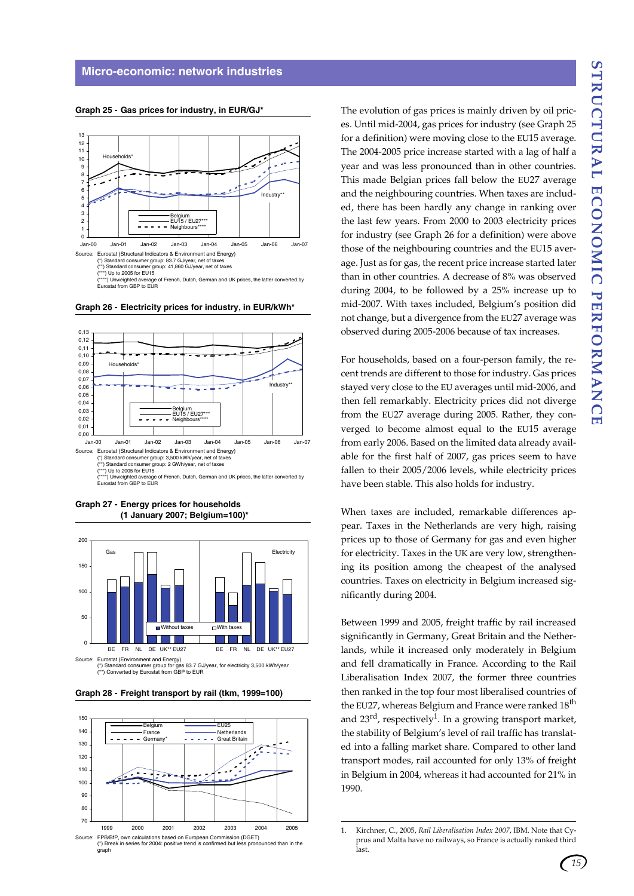## Micro-economic: network industries

**Graph 25 - Gas prices for industry, in EUR/GJ***

Source: Eurostat (Structural Indicators & Environment and Energy)
(*) Standard consumer group: 83.7 GJ/year, net of taxes
(**) Standard consumer group: 41,860 GJ/year, net of taxes
(***) Up to 2005 for EU15
(****) Unweighted average of French, Dutch, German and UK prices, the latter converted by Eurostat from GBP to EUR

**Graph 26 - Electricity prices for industry, in EUR/kWh***

Source: Eurostat (Structural Indicators & Environment and Energy)
(*) Standard consumer group: 3,500 kWh/year, net of taxes
(**) Standard consumer group: 2 GWh/year, net of taxes
(***) Up to 2005 for EU15
(****) Unweighted average of French, Dutch, German and UK prices, the latter converted by Eurostat from GBP to EUR

**Graph 27 - Energy prices for households (1 January 2007; Belgium=100)***

Source: Eurostat (Environment and Energy)
(*) Standard consumer group for gas 83.7 GJ/year, for electricity 3,500 kWh/year
(**) Converted by Eurostat from GBP to EUR

**Graph 28 - Freight transport by rail (tkm, 1999=100)**

Source: FPB/BfP, own calculations based on European Commission (DGET)
(*) Break in series for 2004: positive trend is confirmed but less pronounced than in the graph

The evolution of gas prices is mainly driven by oil prices. Until mid-2004, gas prices for industry (see Graph 25 for a definition) were moving close to the EU15 average. The 2004-2005 price increase started with a lag of half a year and was less pronounced than in other countries. This made Belgian prices fall below the EU27 average and the neighbouring countries. When taxes are included, there has been hardly any change in ranking over the last few years. From 2000 to 2003 electricity prices for industry (see Graph 26 for a definition) were above those of the neighbouring countries and the EU15 average. Just as for gas, the recent price increase started later than in other countries. A decrease of 8% was observed during 2004, to be followed by a 25% increase up to mid-2007. With taxes included, Belgium's position did not change, but a divergence from the EU27 average was observed during 2005-2006 because of tax increases.

For households, based on a four-person family, the recent trends are different to those for industry. Gas prices stayed very close to the EU averages until mid-2006, and then fell remarkably. Electricity prices did not diverge from the EU27 average during 2005. Rather, they converged to become almost equal to the EU15 average from early 2006. Based on the limited data already available for the first half of 2007, gas prices seem to have fallen to their 2005/2006 levels, while electricity prices have been stable. This also holds for industry.

When taxes are included, remarkable differences appear. Taxes in the Netherlands are very high, raising prices up to those of Germany for gas and even higher for electricity. Taxes in the UK are very low, strengthening its position among the cheapest of the analysed countries. Taxes on electricity in Belgium increased significantly during 2004.

Between 1999 and 2005, freight traffic by rail increased significantly in Germany, Great Britain and the Netherlands, while it increased only moderately in Belgium and fell dramatically in France. According to the Rail Liberalisation Index 2007, the former three countries then ranked in the top four most liberalised countries of the EU27, whereas Belgium and France were ranked 18th and 23rd, respectively[1]. In a growing transport market, the stability of Belgium's level of rail traffic has translated into a falling market share. Compared to other land transport modes, rail accounted for only 13% of freight in Belgium in 2004, whereas it had accounted for 21% in 1990.

1. Kirchner, C., 2005, *Rail Liberalisation Index 2007*, IBM. Note that Cyprus and Malta have no railways, so France is actually ranked third last.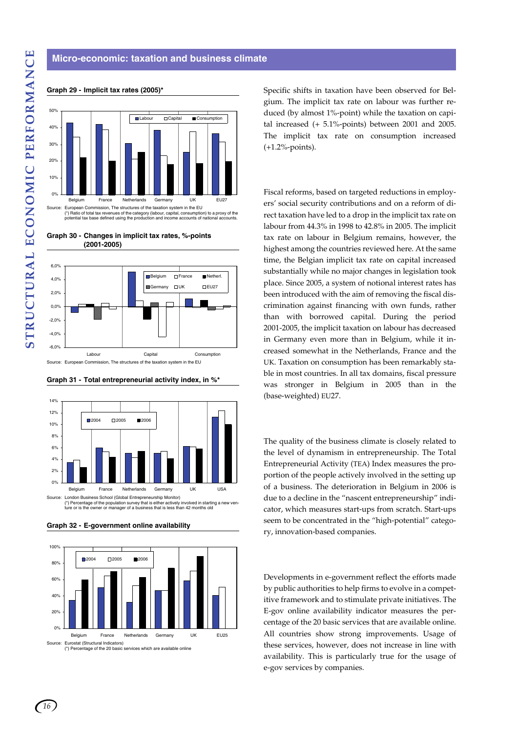## Micro-economic: taxation and business climate

**Graph 29 - Implicit tax rates (2005)***

Source: European Commission, The structures of the taxation system in the EU
(*) Ratio of total tax revenues of the category (labour, capital, consumption) to a proxy of the potential tax base defined using the production and income accounts of national accounts.

**Graph 30 - Changes in implicit tax rates, %-points (2001-2005)**

Source: European Commission, The structures of the taxation system in the EU

**Graph 31 - Total entrepreneurial activity index, in %***

Source: London Business School (Global Entrepreneurship Monitor)
(*) Percentage of the population survey that is either actively involved in starting a new venture or is the owner or manager of a business that is less than 42 months old

**Graph 32 - E-government online availability**

Source: Eurostat (Structural Indicators)
(*) Percentage of the 20 basic services which are available online

Specific shifts in taxation have been observed for Belgium. The implicit tax rate on labour was further reduced (by almost 1%-point) while the taxation on capital increased (+ 5.1%-points) between 2001 and 2005. The implicit tax rate on consumption increased (+1.2%-points).

Fiscal reforms, based on targeted reductions in employers' social security contributions and on a reform of direct taxation have led to a drop in the implicit tax rate on labour from 44.3% in 1998 to 42.8% in 2005. The implicit tax rate on labour in Belgium remains, however, the highest among the countries reviewed here. At the same time, the Belgian implicit tax rate on capital increased substantially while no major changes in legislation took place. Since 2005, a system of notional interest rates has been introduced with the aim of removing the fiscal discrimination against financing with own funds, rather than with borrowed capital. During the period 2001-2005, the implicit taxation on labour has decreased in Germany even more than in Belgium, while it increased somewhat in the Netherlands, France and the UK. Taxation on consumption has been remarkably stable in most countries. In all tax domains, fiscal pressure was stronger in Belgium in 2005 than in the (base-weighted) EU27.

The quality of the business climate is closely related to the level of dynamism in entrepreneurship. The Total Entrepreneurial Activity (TEA) Index measures the proportion of the people actively involved in the setting up of a business. The deterioration in Belgium in 2006 is due to a decline in the "nascent entrepreneurship" indicator, which measures start-ups from scratch. Start-ups seem to be concentrated in the "high-potential" category, innovation-based companies.

Developments in e-government reflect the efforts made by public authorities to help firms to evolve in a competitive framework and to stimulate private initiatives. The E-gov online availability indicator measures the percentage of the 20 basic services that are available online. All countries show strong improvements. Usage of these services, however, does not increase in line with availability. This is particularly true for the usage of e-gov services by companies.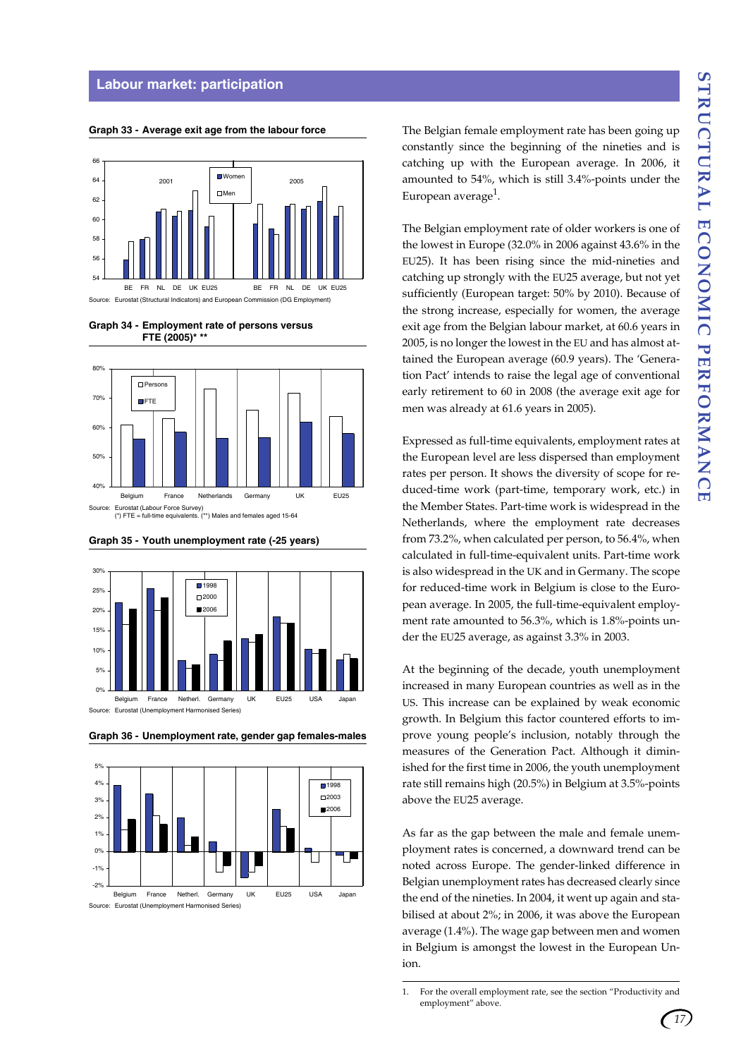## Labour market: participation

**Graph 33 - Average exit age from the labour force**

Source: Eurostat (Structural Indicators) and European Commission (DG Employment)

**Graph 34 - Employment rate of persons versus FTE (2005)* \*\***

Source: Eurostat (Labour Force Survey)
(*) FTE = full-time equivalents. (**) Males and females aged 15-64

**Graph 35 - Youth unemployment rate (-25 years)**

Source: Eurostat (Unemployment Harmonised Series)

**Graph 36 - Unemployment rate, gender gap females-males**

Source: Eurostat (Unemployment Harmonised Series)

The Belgian female employment rate has been going up constantly since the beginning of the nineties and is catching up with the European average. In 2006, it amounted to 54%, which is still 3.4%-points under the European average[1].

The Belgian employment rate of older workers is one of the lowest in Europe (32.0% in 2006 against 43.6% in the EU25). It has been rising since the mid-nineties and catching up strongly with the EU25 average, but not yet sufficiently (European target: 50% by 2010). Because of the strong increase, especially for women, the average exit age from the Belgian labour market, at 60.6 years in 2005, is no longer the lowest in the EU and has almost attained the European average (60.9 years). The 'Generation Pact' intends to raise the legal age of conventional early retirement to 60 in 2008 (the average exit age for men was already at 61.6 years in 2005).

Expressed as full-time equivalents, employment rates at the European level are less dispersed than employment rates per person. It shows the diversity of scope for reduced-time work (part-time, temporary work, etc.) in the Member States. Part-time work is widespread in the Netherlands, where the employment rate decreases from 73.2%, when calculated per person, to 56.4%, when calculated in full-time-equivalent units. Part-time work is also widespread in the UK and in Germany. The scope for reduced-time work in Belgium is close to the European average. In 2005, the full-time-equivalent employment rate amounted to 56.3%, which is 1.8%-points under the EU25 average, as against 3.3% in 2003.

At the beginning of the decade, youth unemployment increased in many European countries as well as in the US. This increase can be explained by weak economic growth. In Belgium this factor countered efforts to improve young people's inclusion, notably through the measures of the Generation Pact. Although it diminished for the first time in 2006, the youth unemployment rate still remains high (20.5%) in Belgium at 3.5%-points above the EU25 average.

As far as the gap between the male and female unemployment rates is concerned, a downward trend can be noted across Europe. The gender-linked difference in Belgian unemployment rates has decreased clearly since the end of the nineties. In 2004, it went up again and stabilised at about 2%; in 2006, it was above the European average (1.4%). The wage gap between men and women in Belgium is amongst the lowest in the European Union.

1. For the overall employment rate, see the section "Productivity and employment" above.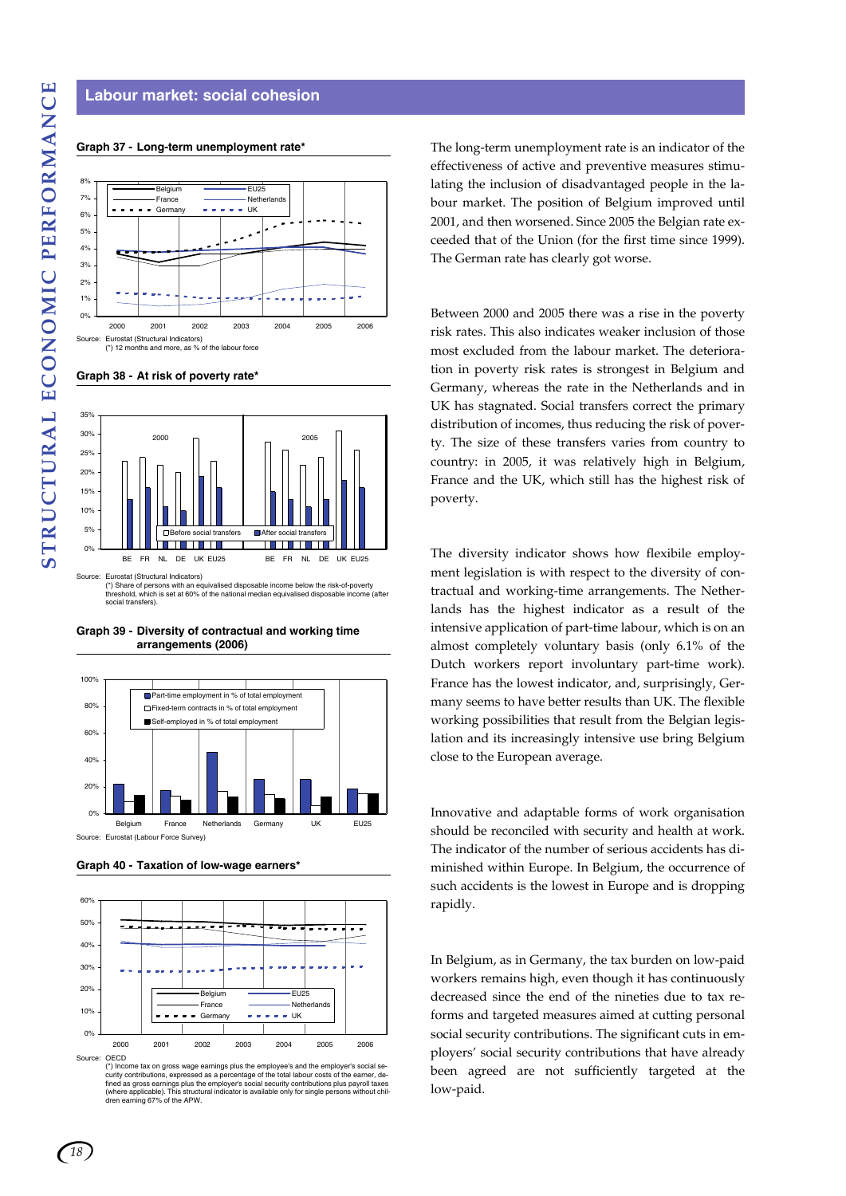## Labour market: social cohesion

**Graph 37 - Long-term unemployment rate***

Source: Eurostat (Structural Indicators)
(*) 12 months and more, as % of the labour force

**Graph 38 - At risk of poverty rate***

Source: Eurostat (Structural Indicators)
(*) Share of persons with an equivalised disposable income below the risk-of-poverty threshold, which is set at 60% of the national median equivalised disposable income (after social transfers).

**Graph 39 - Diversity of contractual and working time arrangements (2006)**

Source: Eurostat (Labour Force Survey)

**Graph 40 - Taxation of low-wage earners***

Source: OECD
(*) Income tax on gross wage earnings plus the employee's and the employer's social security contributions, expressed as a percentage of the total labour costs of the earner, defined as gross earnings plus the employer's social security contributions plus payroll taxes (where applicable). This structural indicator is available only for single persons without children earning 67% of the APW.

The long-term unemployment rate is an indicator of the effectiveness of active and preventive measures stimulating the inclusion of disadvantaged people in the labour market. The position of Belgium improved until 2001, and then worsened. Since 2005 the Belgian rate exceeded that of the Union (for the first time since 1999). The German rate has clearly got worse.

Between 2000 and 2005 there was a rise in the poverty risk rates. This also indicates weaker inclusion of those most excluded from the labour market. The deterioration in poverty risk rates is strongest in Belgium and Germany, whereas the rate in the Netherlands and in UK has stagnated. Social transfers correct the primary distribution of incomes, thus reducing the risk of poverty. The size of these transfers varies from country to country: in 2005, it was relatively high in Belgium, France and the UK, which still has the highest risk of poverty.

The diversity indicator shows how flexibile employment legislation is with respect to the diversity of contractual and working-time arrangements. The Netherlands has the highest indicator as a result of the intensive application of part-time labour, which is on an almost completely voluntary basis (only 6.1% of the Dutch workers report involuntary part-time work). France has the lowest indicator, and, surprisingly, Germany seems to have better results than UK. The flexible working possibilities that result from the Belgian legislation and its increasingly intensive use bring Belgium close to the European average.

Innovative and adaptable forms of work organisation should be reconciled with security and health at work. The indicator of the number of serious accidents has diminished within Europe. In Belgium, the occurrence of such accidents is the lowest in Europe and is dropping rapidly.

In Belgium, as in Germany, the tax burden on low-paid workers remains high, even though it has continuously decreased since the end of the nineties due to tax reforms and targeted measures aimed at cutting personal social security contributions. The significant cuts in employers' social security contributions that have already been agreed are not sufficiently targeted at the low-paid.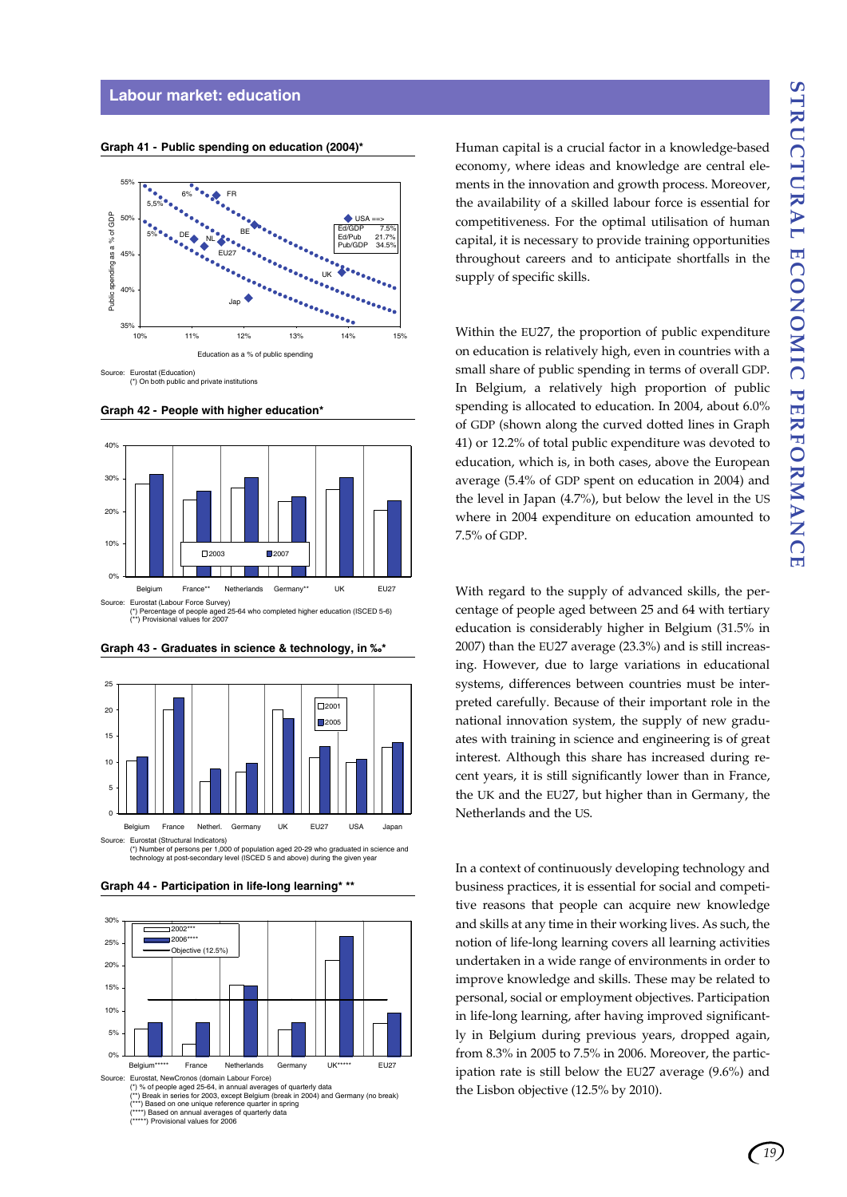## Labour market: education

**Graph 41 - Public spending on education (2004)***

Source: Eurostat (Education)
(*) On both public and private institutions

**Graph 42 - People with higher education***

Source: Eurostat (Labour Force Survey)
(*) Percentage of people aged 25-64 who completed higher education (ISCED 5-6)
(**) Provisional values for 2007

**Graph 43 - Graduates in science & technology, in ‰***

Source: Eurostat (Structural Indicators)
(*) Number of persons per 1,000 of population aged 20-29 who graduated in science and technology at post-secondary level (ISCED 5 and above) during the given year

**Graph 44 - Participation in life-long learning* ****

Source: Eurostat, NewCronos (domain Labour Force)
(*) % of people aged 25-64, in annual averages of quarterly data
(**) Break in series for 2003, except Belgium (break in 2004) and Germany (no break)
(***) Based on one unique reference quarter in spring
(****) Based on annual averages of quarterly data
(*****) Provisional values for 2006

Human capital is a crucial factor in a knowledge-based economy, where ideas and knowledge are central elements in the innovation and growth process. Moreover, the availability of a skilled labour force is essential for competitiveness. For the optimal utilisation of human capital, it is necessary to provide training opportunities throughout careers and to anticipate shortfalls in the supply of specific skills.

Within the EU27, the proportion of public expenditure on education is relatively high, even in countries with a small share of public spending in terms of overall GDP. In Belgium, a relatively high proportion of public spending is allocated to education. In 2004, about 6.0% of GDP (shown along the curved dotted lines in Graph 41) or 12.2% of total public expenditure was devoted to education, which is, in both cases, above the European average (5.4% of GDP spent on education in 2004) and the level in Japan (4.7%), but below the level in the US where in 2004 expenditure on education amounted to 7.5% of GDP.

With regard to the supply of advanced skills, the percentage of people aged between 25 and 64 with tertiary education is considerably higher in Belgium (31.5% in 2007) than the EU27 average (23.3%) and is still increasing. However, due to large variations in educational systems, differences between countries must be interpreted carefully. Because of their important role in the national innovation system, the supply of new graduates with training in science and engineering is of great interest. Although this share has increased during recent years, it is still significantly lower than in France, the UK and the EU27, but higher than in Germany, the Netherlands and the US.

In a context of continuously developing technology and business practices, it is essential for social and competitive reasons that people can acquire new knowledge and skills at any time in their working lives. As such, the notion of life-long learning covers all learning activities undertaken in a wide range of environments in order to improve knowledge and skills. These may be related to personal, social or employment objectives. Participation in life-long learning, after having improved significantly in Belgium during previous years, dropped again, from 8.3% in 2005 to 7.5% in 2006. Moreover, the participation rate is still below the EU27 average (9.6%) and the Lisbon objective (12.5% by 2010).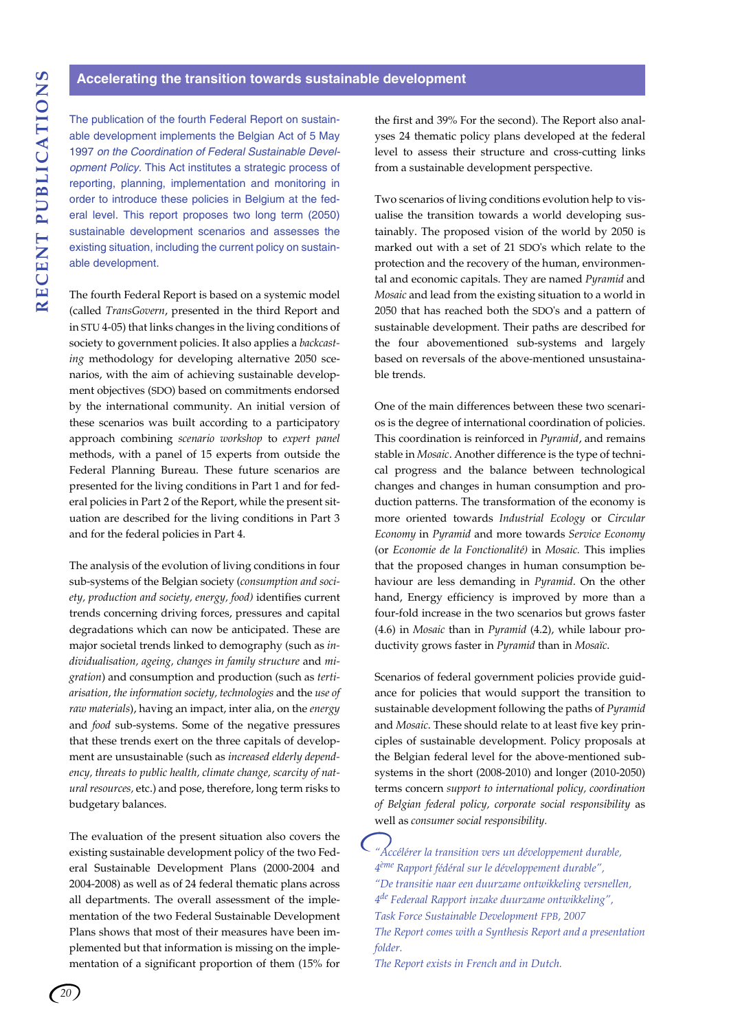## Accelerating the transition towards sustainable development

The publication of the fourth Federal Report on sustainable development implements the Belgian Act of 5 May 1997 *on the Coordination of Federal Sustainable Development Policy*. This Act institutes a strategic process of reporting, planning, implementation and monitoring in order to introduce these policies in Belgium at the federal level. This report proposes two long term (2050) sustainable development scenarios and assesses the existing situation, including the current policy on sustainable development.

The fourth Federal Report is based on a systemic model (called *TransGovern*, presented in the third Report and in STU 4-05) that links changes in the living conditions of society to government policies. It also applies a *backcasting* methodology for developing alternative 2050 scenarios, with the aim of achieving sustainable development objectives (SDO) based on commitments endorsed by the international community. An initial version of these scenarios was built according to a participatory approach combining *scenario workshop* to *expert panel* methods, with a panel of 15 experts from outside the Federal Planning Bureau. These future scenarios are presented for the living conditions in Part 1 and for federal policies in Part 2 of the Report, while the present situation are described for the living conditions in Part 3 and for the federal policies in Part 4.

The analysis of the evolution of living conditions in four sub-systems of the Belgian society (*consumption and society, production and society, energy, food)* identifies current trends concerning driving forces, pressures and capital degradations which can now be anticipated. These are major societal trends linked to demography (such as *individualisation, ageing, changes in family structure* and *migration*) and consumption and production (such as *tertiarisation, the information society, technologies* and the *use of raw materials*), having an impact, inter alia, on the *energy* and *food* sub-systems. Some of the negative pressures that these trends exert on the three capitals of development are unsustainable (such as *increased elderly dependency, threats to public health, climate change, scarcity of natural resources*, etc.) and pose, therefore, long term risks to budgetary balances.

The evaluation of the present situation also covers the existing sustainable development policy of the two Federal Sustainable Development Plans (2000-2004 and 2004-2008) as well as of 24 federal thematic plans across all departments. The overall assessment of the implementation of the two Federal Sustainable Development Plans shows that most of their measures have been implemented but that information is missing on the implementation of a significant proportion of them (15% for the first and 39% For the second). The Report also analyses 24 thematic policy plans developed at the federal level to assess their structure and cross-cutting links from a sustainable development perspective.

Two scenarios of living conditions evolution help to visualise the transition towards a world developing sustainably. The proposed vision of the world by 2050 is marked out with a set of 21 SDO's which relate to the protection and the recovery of the human, environmental and economic capitals. They are named *Pyramid* and *Mosaic* and lead from the existing situation to a world in 2050 that has reached both the SDO's and a pattern of sustainable development. Their paths are described for the four abovementioned sub-systems and largely based on reversals of the above-mentioned unsustainable trends.

One of the main differences between these two scenarios is the degree of international coordination of policies. This coordination is reinforced in *Pyramid*, and remains stable in *Mosaic*. Another difference is the type of technical progress and the balance between technological changes and changes in human consumption and production patterns. The transformation of the economy is more oriented towards *Industrial Ecology* or *Circular Economy* in *Pyramid* and more towards *Service Economy* (or *Economie de la Fonctionalité)* in *Mosaic.* This implies that the proposed changes in human consumption behaviour are less demanding in *Pyramid*. On the other hand, Energy efficiency is improved by more than a four-fold increase in the two scenarios but grows faster (4.6) in *Mosaic* than in *Pyramid* (4.2), while labour productivity grows faster in *Pyramid* than in *Mosaïc*.

Scenarios of federal government policies provide guidance for policies that would support the transition to sustainable development following the paths of *Pyramid* and *Mosaic*. These should relate to at least five key principles of sustainable development. Policy proposals at the Belgian federal level for the above-mentioned sub-systems in the short (2008-2010) and longer (2010-2050) terms concern *support to international policy, coordination of Belgian federal policy, corporate social responsibility* as well as *consumer social responsibility.*

*"Accélérer la transition vers un développement durable, 4ème Rapport fédéral sur le développement durable",*
*"De transitie naar een duurzame ontwikkeling versnellen, 4de Federaal Rapport inzake duurzame ontwikkeling",*
*Task Force Sustainable Development FPB, 2007*
*The Report comes with a Synthesis Report and a presentation folder.*
*The Report exists in French and in Dutch.*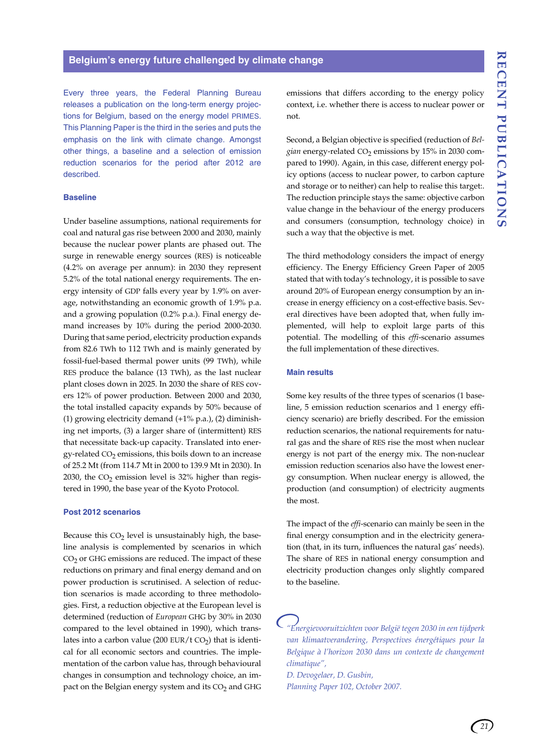## Belgium's energy future challenged by climate change

Every three years, the Federal Planning Bureau releases a publication on the long-term energy projections for Belgium, based on the energy model PRIMES. This Planning Paper is the third in the series and puts the emphasis on the link with climate change. Amongst other things, a baseline and a selection of emission reduction scenarios for the period after 2012 are described.

### Baseline

Under baseline assumptions, national requirements for coal and natural gas rise between 2000 and 2030, mainly because the nuclear power plants are phased out. The surge in renewable energy sources (RES) is noticeable (4.2% on average per annum): in 2030 they represent 5.2% of the total national energy requirements. The energy intensity of GDP falls every year by 1.9% on average, notwithstanding an economic growth of 1.9% p.a. and a growing population (0.2% p.a.). Final energy demand increases by 10% during the period 2000-2030. During that same period, electricity production expands from 82.6 TWh to 112 TWh and is mainly generated by fossil-fuel-based thermal power units (99 TWh), while RES produce the balance (13 TWh), as the last nuclear plant closes down in 2025. In 2030 the share of RES covers 12% of power production. Between 2000 and 2030, the total installed capacity expands by 50% because of (1) growing electricity demand (+1% p.a.), (2) diminishing net imports, (3) a larger share of (intermittent) RES that necessitate back-up capacity. Translated into energy-related $CO_2$ emissions, this boils down to an increase of 25.2 Mt (from 114.7 Mt in 2000 to 139.9 Mt in 2030). In 2030, the $CO_2$ emission level is 32% higher than registered in 1990, the base year of the Kyoto Protocol.

### Post 2012 scenarios

Because this $CO_2$ level is unsustainably high, the baseline analysis is complemented by scenarios in which $CO_2$ or GHG emissions are reduced. The impact of these reductions on primary and final energy demand and on power production is scrutinised. A selection of reduction scenarios is made according to three methodologies. First, a reduction objective at the European level is determined (reduction of *European* GHG by 30% in 2030 compared to the level obtained in 1990), which translates into a carbon value (200 EUR/t $CO_2$) that is identical for all economic sectors and countries. The implementation of the carbon value has, through behavioural changes in consumption and technology choice, an impact on the Belgian energy system and its $CO_2$ and GHG emissions that differs according to the energy policy context, i.e. whether there is access to nuclear power or not.

Second, a Belgian objective is specified (reduction of *Belgian* energy-related $CO_2$ emissions by 15% in 2030 compared to 1990). Again, in this case, different energy policy options (access to nuclear power, to carbon capture and storage or to neither) can help to realise this target:. The reduction principle stays the same: objective carbon value change in the behaviour of the energy producers and consumers (consumption, technology choice) in such a way that the objective is met.

The third methodology considers the impact of energy efficiency. The Energy Efficiency Green Paper of 2005 stated that with today's technology, it is possible to save around 20% of European energy consumption by an increase in energy efficiency on a cost-effective basis. Several directives have been adopted that, when fully implemented, will help to exploit large parts of this potential. The modelling of this *effi*-scenario assumes the full implementation of these directives.

### Main results

Some key results of the three types of scenarios (1 baseline, 5 emission reduction scenarios and 1 energy efficiency scenario) are briefly described. For the emission reduction scenarios, the national requirements for natural gas and the share of RES rise the most when nuclear energy is not part of the energy mix. The non-nuclear emission reduction scenarios also have the lowest energy consumption. When nuclear energy is allowed, the production (and consumption) of electricity augments the most.

The impact of the *effi*-scenario can mainly be seen in the final energy consumption and in the electricity generation (that, in its turn, influences the natural gas' needs). The share of RES in national energy consumption and electricity production changes only slightly compared to the baseline.

*"Energievooruitzichten voor België tegen 2030 in een tijdperk van klimaatverandering, Perspectives énergétiques pour la Belgique à l'horizon 2030 dans un contexte de changement climatique",*
*D. Devogelaer, D. Gusbin,*
*Planning Paper 102, October 2007.*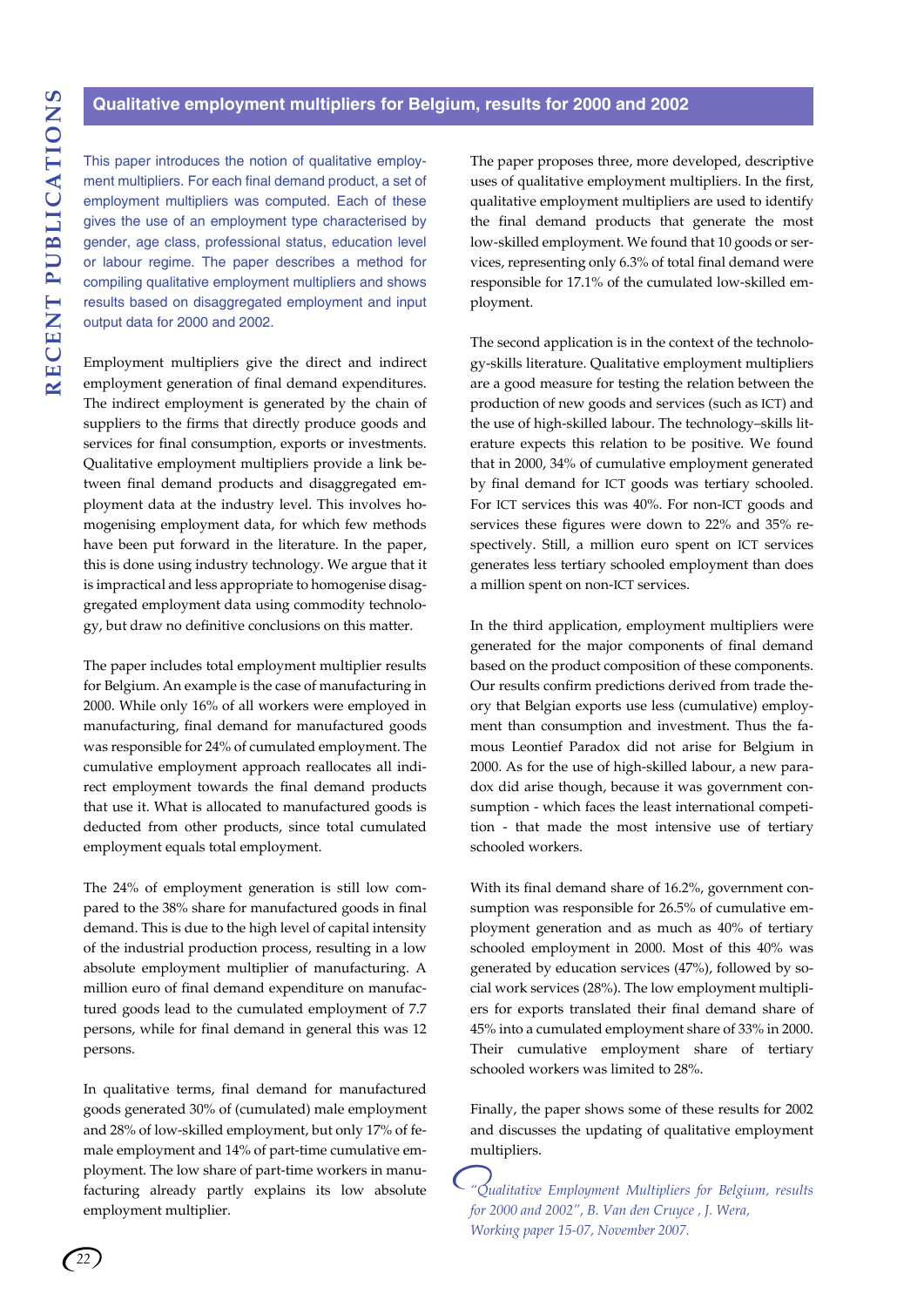## Qualitative employment multipliers for Belgium, results for 2000 and 2002

This paper introduces the notion of qualitative employment multipliers. For each final demand product, a set of employment multipliers was computed. Each of these gives the use of an employment type characterised by gender, age class, professional status, education level or labour regime. The paper describes a method for compiling qualitative employment multipliers and shows results based on disaggregated employment and input output data for 2000 and 2002.

Employment multipliers give the direct and indirect employment generation of final demand expenditures. The indirect employment is generated by the chain of suppliers to the firms that directly produce goods and services for final consumption, exports or investments. Qualitative employment multipliers provide a link between final demand products and disaggregated employment data at the industry level. This involves homogenising employment data, for which few methods have been put forward in the literature. In the paper, this is done using industry technology. We argue that it is impractical and less appropriate to homogenise disaggregated employment data using commodity technology, but draw no definitive conclusions on this matter.

The paper includes total employment multiplier results for Belgium. An example is the case of manufacturing in 2000. While only 16% of all workers were employed in manufacturing, final demand for manufactured goods was responsible for 24% of cumulated employment. The cumulative employment approach reallocates all indirect employment towards the final demand products that use it. What is allocated to manufactured goods is deducted from other products, since total cumulated employment equals total employment.

The 24% of employment generation is still low compared to the 38% share for manufactured goods in final demand. This is due to the high level of capital intensity of the industrial production process, resulting in a low absolute employment multiplier of manufacturing. A million euro of final demand expenditure on manufactured goods lead to the cumulated employment of 7.7 persons, while for final demand in general this was 12 persons.

In qualitative terms, final demand for manufactured goods generated 30% of (cumulated) male employment and 28% of low-skilled employment, but only 17% of female employment and 14% of part-time cumulative employment. The low share of part-time workers in manufacturing already partly explains its low absolute employment multiplier.

The paper proposes three, more developed, descriptive uses of qualitative employment multipliers. In the first, qualitative employment multipliers are used to identify the final demand products that generate the most low-skilled employment. We found that 10 goods or services, representing only 6.3% of total final demand were responsible for 17.1% of the cumulated low-skilled employment.

The second application is in the context of the technology-skills literature. Qualitative employment multipliers are a good measure for testing the relation between the production of new goods and services (such as ICT) and the use of high-skilled labour. The technology–skills literature expects this relation to be positive. We found that in 2000, 34% of cumulative employment generated by final demand for ICT goods was tertiary schooled. For ICT services this was 40%. For non-ICT goods and services these figures were down to 22% and 35% respectively. Still, a million euro spent on ICT services generates less tertiary schooled employment than does a million spent on non-ICT services.

In the third application, employment multipliers were generated for the major components of final demand based on the product composition of these components. Our results confirm predictions derived from trade theory that Belgian exports use less (cumulative) employment than consumption and investment. Thus the famous Leontief Paradox did not arise for Belgium in 2000. As for the use of high-skilled labour, a new paradox did arise though, because it was government consumption - which faces the least international competition - that made the most intensive use of tertiary schooled workers.

With its final demand share of 16.2%, government consumption was responsible for 26.5% of cumulative employment generation and as much as 40% of tertiary schooled employment in 2000. Most of this 40% was generated by education services (47%), followed by social work services (28%). The low employment multipliers for exports translated their final demand share of 45% into a cumulated employment share of 33% in 2000. Their cumulative employment share of tertiary schooled workers was limited to 28%.

Finally, the paper shows some of these results for 2002 and discusses the updating of qualitative employment multipliers.

*"Qualitative Employment Multipliers for Belgium, results for 2000 and 2002", B. Van den Cruyce , J. Wera, Working paper 15-07, November 2007.*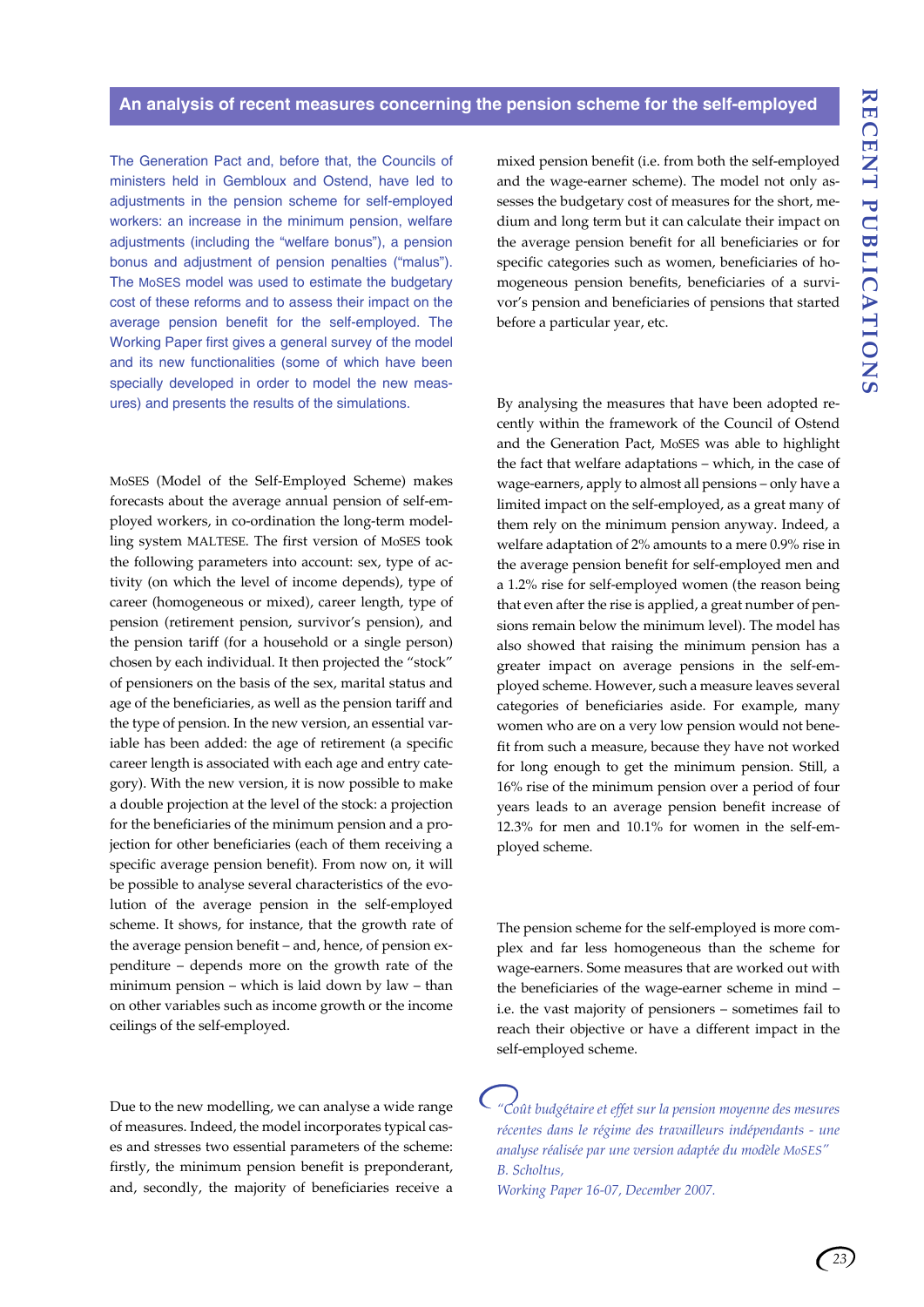## An analysis of recent measures concerning the pension scheme for the self-employed

The Generation Pact and, before that, the Councils of ministers held in Gembloux and Ostend, have led to adjustments in the pension scheme for self-employed workers: an increase in the minimum pension, welfare adjustments (including the "welfare bonus"), a pension bonus and adjustment of pension penalties ("malus"). The MoSES model was used to estimate the budgetary cost of these reforms and to assess their impact on the average pension benefit for the self-employed. The Working Paper first gives a general survey of the model and its new functionalities (some of which have been specially developed in order to model the new measures) and presents the results of the simulations.

MoSES (Model of the Self-Employed Scheme) makes forecasts about the average annual pension of self-employed workers, in co-ordination the long-term modelling system MALTESE. The first version of MoSES took the following parameters into account: sex, type of activity (on which the level of income depends), type of career (homogeneous or mixed), career length, type of pension (retirement pension, survivor's pension), and the pension tariff (for a household or a single person) chosen by each individual. It then projected the "stock" of pensioners on the basis of the sex, marital status and age of the beneficiaries, as well as the pension tariff and the type of pension. In the new version, an essential variable has been added: the age of retirement (a specific career length is associated with each age and entry category). With the new version, it is now possible to make a double projection at the level of the stock: a projection for the beneficiaries of the minimum pension and a projection for other beneficiaries (each of them receiving a specific average pension benefit). From now on, it will be possible to analyse several characteristics of the evolution of the average pension in the self-employed scheme. It shows, for instance, that the growth rate of the average pension benefit – and, hence, of pension expenditure – depends more on the growth rate of the minimum pension – which is laid down by law – than on other variables such as income growth or the income ceilings of the self-employed.

Due to the new modelling, we can analyse a wide range of measures. Indeed, the model incorporates typical cases and stresses two essential parameters of the scheme: firstly, the minimum pension benefit is preponderant, and, secondly, the majority of beneficiaries receive a mixed pension benefit (i.e. from both the self-employed and the wage-earner scheme). The model not only assesses the budgetary cost of measures for the short, medium and long term but it can calculate their impact on the average pension benefit for all beneficiaries or for specific categories such as women, beneficiaries of homogeneous pension benefits, beneficiaries of a survivor's pension and beneficiaries of pensions that started before a particular year, etc.

By analysing the measures that have been adopted recently within the framework of the Council of Ostend and the Generation Pact, MoSES was able to highlight the fact that welfare adaptations – which, in the case of wage-earners, apply to almost all pensions – only have a limited impact on the self-employed, as a great many of them rely on the minimum pension anyway. Indeed, a welfare adaptation of 2% amounts to a mere 0.9% rise in the average pension benefit for self-employed men and a 1.2% rise for self-employed women (the reason being that even after the rise is applied, a great number of pensions remain below the minimum level). The model has also showed that raising the minimum pension has a greater impact on average pensions in the self-employed scheme. However, such a measure leaves several categories of beneficiaries aside. For example, many women who are on a very low pension would not benefit from such a measure, because they have not worked for long enough to get the minimum pension. Still, a 16% rise of the minimum pension over a period of four years leads to an average pension benefit increase of 12.3% for men and 10.1% for women in the self-employed scheme.

The pension scheme for the self-employed is more complex and far less homogeneous than the scheme for wage-earners. Some measures that are worked out with the beneficiaries of the wage-earner scheme in mind – i.e. the vast majority of pensioners – sometimes fail to reach their objective or have a different impact in the self-employed scheme.

*"Coût budgétaire et effet sur la pension moyenne des mesures récentes dans le régime des travailleurs indépendants - une analyse réalisée par une version adaptée du modèle MoSES"*
*B. Scholtus,*
*Working Paper 16-07, December 2007.*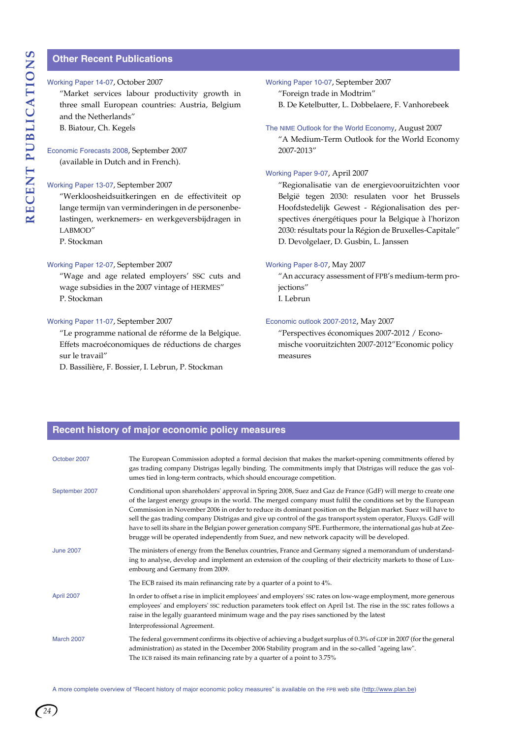## Other Recent Publications

Working Paper 14-07, October 2007
"Market services labour productivity growth in three small European countries: Austria, Belgium and the Netherlands"
B. Biatour, Ch. Kegels

Economic Forecasts 2008, September 2007
(available in Dutch and in French).

Working Paper 13-07, September 2007
"Werkloosheidsuitkeringen en de effectiviteit op lange termijn van verminderingen in de personenbelastingen, werknemers- en werkgeversbijdragen in LABMOD"
P. Stockman

Working Paper 12-07, September 2007
"Wage and age related employers' SSC cuts and wage subsidies in the 2007 vintage of HERMES"
P. Stockman

Working Paper 11-07, September 2007
"Le programme national de réforme de la Belgique. Effets macroéconomiques de réductions de charges sur le travail"
D. Bassilière, F. Bossier, I. Lebrun, P. Stockman

Working Paper 10-07, September 2007
"Foreign trade in Modtrim"
B. De Ketelbutter, L. Dobbelaere, F. Vanhorebeek

The NIME Outlook for the World Economy, August 2007
"A Medium-Term Outlook for the World Economy 2007-2013"

Working Paper 9-07, April 2007
"Regionalisatie van de energievooruitzichten voor België tegen 2030: resultaten voor het Brussels Hoofdstedelijk Gewest - Régionalisation des perspectives énergétiques pour la Belgique à l'horizon 2030: résultats pour la Région de Bruxelles-Capitale"
D. Devolgelaer, D. Gusbin, L. Janssen

Working Paper 8-07, May 2007
"An accuracy assessment of FPB's medium-term projections"
I. Lebrun

Economic outlook 2007-2012, May 2007
"Perspectives économiques 2007-2012 / Economische vooruitzichten 2007-2012"Economic policy measures

## Recent history of major economic policy measures

| | |
|---|---|
| October 2007 | The European Commission adopted a formal decision that makes the market-opening commitments offered by gas trading company Distrigas legally binding. The commitments imply that Distrigas will reduce the gas volumes tied in long-term contracts, which should encourage competition. |
| September 2007 | Conditional upon shareholders' approval in Spring 2008, Suez and Gaz de France (GdF) will merge to create one of the largest energy groups in the world. The merged company must fulfil the conditions set by the European Commission in November 2006 in order to reduce its dominant position on the Belgian market. Suez will have to sell the gas trading company Distrigas and give up control of the gas transport system operator, Fluxys. GdF will have to sell its share in the Belgian power generation company SPE. Furthermore, the international gas hub at Zeebrugge will be operated independently from Suez, and new network capacity will be developed. |
| June 2007 | The ministers of energy from the Benelux countries, France and Germany signed a memorandum of understanding to analyse, develop and implement an extension of the coupling of their electricity markets to those of Luxembourg and Germany from 2009. |
| | The ECB raised its main refinancing rate by a quarter of a point to 4%. |
| April 2007 | In order to offset a rise in implicit employees' and employers' SSC rates on low-wage employment, more generous employees' and employers' SSC reduction parameters took effect on April 1st. The rise in the SSC rates follows a raise in the legally guaranteed minimum wage and the pay rises sanctioned by the latest Interprofessional Agreement. |
| March 2007 | The federal government confirms its objective of achieving a budget surplus of 0.3% of GDP in 2007 (for the general administration) as stated in the December 2006 Stability program and in the so-called "ageing law". The ECB raised its main refinancing rate by a quarter of a point to 3.75% |

A more complete overview of "Recent history of major economic policy measures" is available on the FPB web site (http://www.plan.be)